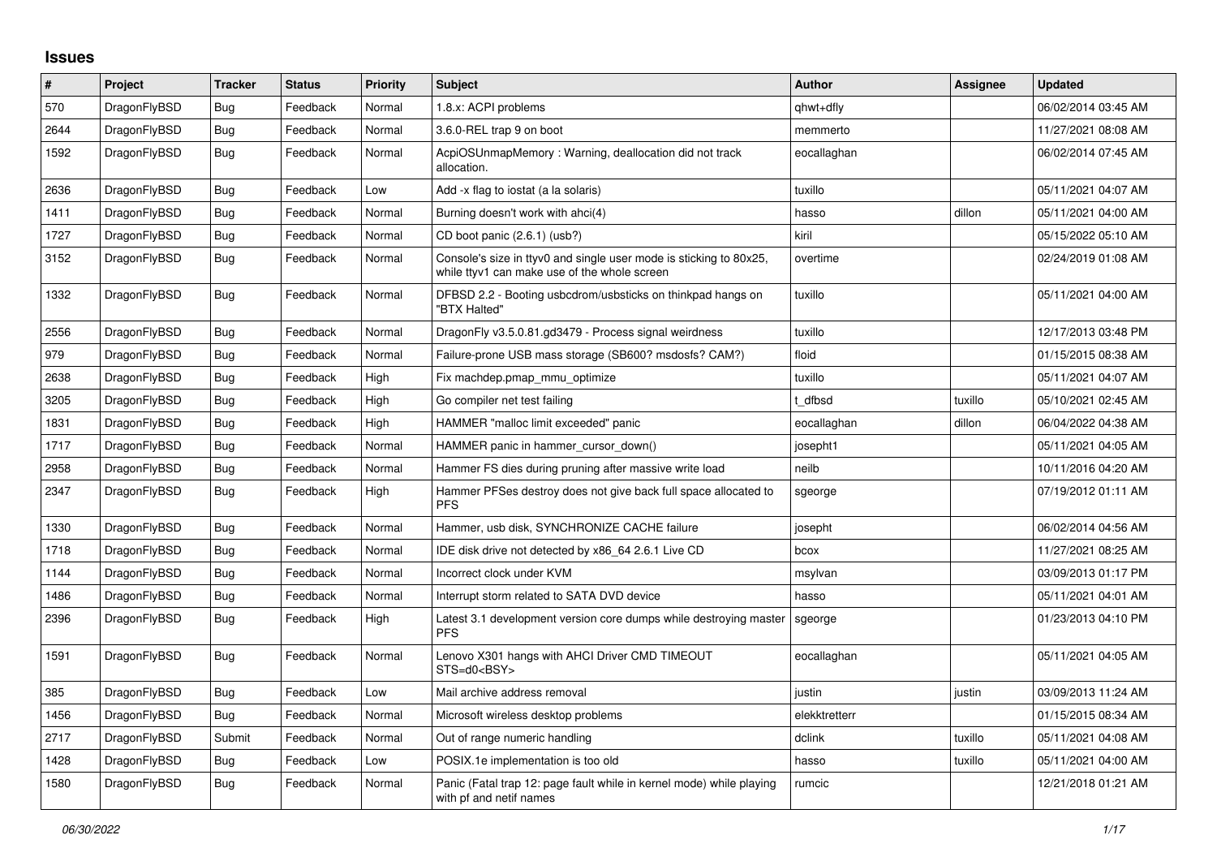## Issues

| # | Project | Tracker | Status | Priority | Subject | Author | Assignee | Updated |
|---|---|---|---|---|---|---|---|---|
| 570 | DragonFlyBSD | Bug | Feedback | Normal | 1.8.x: ACPI problems | qhwt+dfly | | 06/02/2014 03:45 AM |
| 2644 | DragonFlyBSD | Bug | Feedback | Normal | 3.6.0-REL trap 9 on boot | memmerto | | 11/27/2021 08:08 AM |
| 1592 | DragonFlyBSD | Bug | Feedback | Normal | AcpiOSUnmapMemory : Warning, deallocation did not track allocation. | eocallaghan | | 06/02/2014 07:45 AM |
| 2636 | DragonFlyBSD | Bug | Feedback | Low | Add -x flag to iostat (a la solaris) | tuxillo | | 05/11/2021 04:07 AM |
| 1411 | DragonFlyBSD | Bug | Feedback | Normal | Burning doesn't work with ahci(4) | hasso | dillon | 05/11/2021 04:00 AM |
| 1727 | DragonFlyBSD | Bug | Feedback | Normal | CD boot panic (2.6.1) (usb?) | kiril | | 05/15/2022 05:10 AM |
| 3152 | DragonFlyBSD | Bug | Feedback | Normal | Console's size in ttyv0 and single user mode is sticking to 80x25, while ttyv1 can make use of the whole screen | overtime | | 02/24/2019 01:08 AM |
| 1332 | DragonFlyBSD | Bug | Feedback | Normal | DFBSD 2.2 - Booting usbcdrom/usbsticks on thinkpad hangs on "BTX Halted" | tuxillo | | 05/11/2021 04:00 AM |
| 2556 | DragonFlyBSD | Bug | Feedback | Normal | DragonFly v3.5.0.81.gd3479 - Process signal weirdness | tuxillo | | 12/17/2013 03:48 PM |
| 979 | DragonFlyBSD | Bug | Feedback | Normal | Failure-prone USB mass storage (SB600? msdosfs? CAM?) | floid | | 01/15/2015 08:38 AM |
| 2638 | DragonFlyBSD | Bug | Feedback | High | Fix machdep.pmap_mmu_optimize | tuxillo | | 05/11/2021 04:07 AM |
| 3205 | DragonFlyBSD | Bug | Feedback | High | Go compiler net test failing | t_dfbsd | tuxillo | 05/10/2021 02:45 AM |
| 1831 | DragonFlyBSD | Bug | Feedback | High | HAMMER "malloc limit exceeded" panic | eocallaghan | dillon | 06/04/2022 04:38 AM |
| 1717 | DragonFlyBSD | Bug | Feedback | Normal | HAMMER panic in hammer_cursor_down() | josepht1 | | 05/11/2021 04:05 AM |
| 2958 | DragonFlyBSD | Bug | Feedback | Normal | Hammer FS dies during pruning after massive write load | neilb | | 10/11/2016 04:20 AM |
| 2347 | DragonFlyBSD | Bug | Feedback | High | Hammer PFSes destroy does not give back full space allocated to PFS | sgeorge | | 07/19/2012 01:11 AM |
| 1330 | DragonFlyBSD | Bug | Feedback | Normal | Hammer, usb disk, SYNCHRONIZE CACHE failure | josepht | | 06/02/2014 04:56 AM |
| 1718 | DragonFlyBSD | Bug | Feedback | Normal | IDE disk drive not detected by x86_64 2.6.1 Live CD | bcox | | 11/27/2021 08:25 AM |
| 1144 | DragonFlyBSD | Bug | Feedback | Normal | Incorrect clock under KVM | msylvan | | 03/09/2013 01:17 PM |
| 1486 | DragonFlyBSD | Bug | Feedback | Normal | Interrupt storm related to SATA DVD device | hasso | | 05/11/2021 04:01 AM |
| 2396 | DragonFlyBSD | Bug | Feedback | High | Latest 3.1 development version core dumps while destroying master PFS | sgeorge | | 01/23/2013 04:10 PM |
| 1591 | DragonFlyBSD | Bug | Feedback | Normal | Lenovo X301 hangs with AHCI Driver CMD TIMEOUT STS=d0<BSY> | eocallaghan | | 05/11/2021 04:05 AM |
| 385 | DragonFlyBSD | Bug | Feedback | Low | Mail archive address removal | justin | justin | 03/09/2013 11:24 AM |
| 1456 | DragonFlyBSD | Bug | Feedback | Normal | Microsoft wireless desktop problems | elekktretterr | | 01/15/2015 08:34 AM |
| 2717 | DragonFlyBSD | Submit | Feedback | Normal | Out of range numeric handling | dclink | tuxillo | 05/11/2021 04:08 AM |
| 1428 | DragonFlyBSD | Bug | Feedback | Low | POSIX.1e implementation is too old | hasso | tuxillo | 05/11/2021 04:00 AM |
| 1580 | DragonFlyBSD | Bug | Feedback | Normal | Panic (Fatal trap 12: page fault while in kernel mode) while playing with pf and netif names | rumcic | | 12/21/2018 01:21 AM |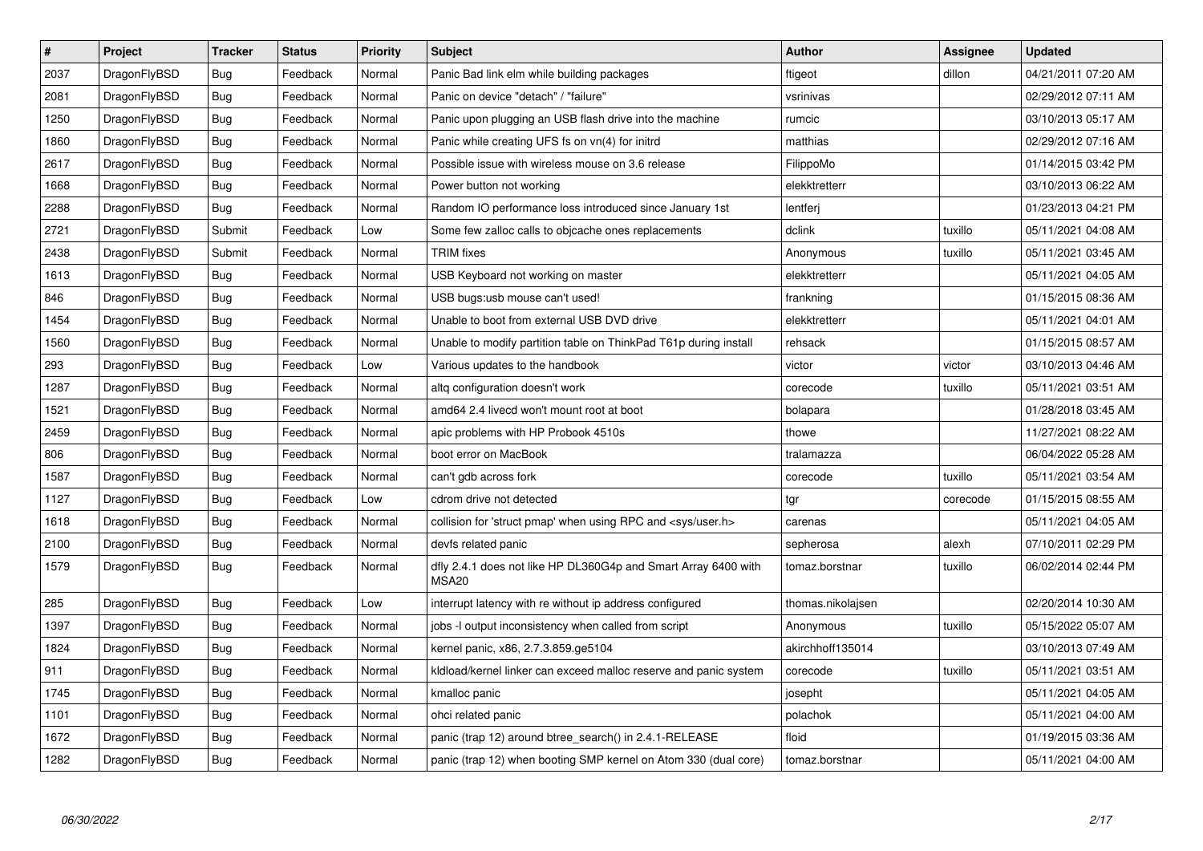| # | Project | Tracker | Status | Priority | Subject | Author | Assignee | Updated |
|---|---|---|---|---|---|---|---|---|
| 2037 | DragonFlyBSD | Bug | Feedback | Normal | Panic Bad link elm while building packages | ftigeot | dillon | 04/21/2011 07:20 AM |
| 2081 | DragonFlyBSD | Bug | Feedback | Normal | Panic on device "detach" / "failure" | vsrinivas | | 02/29/2012 07:11 AM |
| 1250 | DragonFlyBSD | Bug | Feedback | Normal | Panic upon plugging an USB flash drive into the machine | rumcic | | 03/10/2013 05:17 AM |
| 1860 | DragonFlyBSD | Bug | Feedback | Normal | Panic while creating UFS fs on vn(4) for initrd | matthias | | 02/29/2012 07:16 AM |
| 2617 | DragonFlyBSD | Bug | Feedback | Normal | Possible issue with wireless mouse on 3.6 release | FilippoMo | | 01/14/2015 03:42 PM |
| 1668 | DragonFlyBSD | Bug | Feedback | Normal | Power button not working | elekktretterr | | 03/10/2013 06:22 AM |
| 2288 | DragonFlyBSD | Bug | Feedback | Normal | Random IO performance loss introduced since January 1st | lentferj | | 01/23/2013 04:21 PM |
| 2721 | DragonFlyBSD | Submit | Feedback | Low | Some few zalloc calls to objcache ones replacements | dclink | tuxillo | 05/11/2021 04:08 AM |
| 2438 | DragonFlyBSD | Submit | Feedback | Normal | TRIM fixes | Anonymous | tuxillo | 05/11/2021 03:45 AM |
| 1613 | DragonFlyBSD | Bug | Feedback | Normal | USB Keyboard not working on master | elekktretterr | | 05/11/2021 04:05 AM |
| 846 | DragonFlyBSD | Bug | Feedback | Normal | USB bugs:usb mouse can't used! | frankning | | 01/15/2015 08:36 AM |
| 1454 | DragonFlyBSD | Bug | Feedback | Normal | Unable to boot from external USB DVD drive | elekktretterr | | 05/11/2021 04:01 AM |
| 1560 | DragonFlyBSD | Bug | Feedback | Normal | Unable to modify partition table on ThinkPad T61p during install | rehsack | | 01/15/2015 08:57 AM |
| 293 | DragonFlyBSD | Bug | Feedback | Low | Various updates to the handbook | victor | victor | 03/10/2013 04:46 AM |
| 1287 | DragonFlyBSD | Bug | Feedback | Normal | altq configuration doesn't work | corecode | tuxillo | 05/11/2021 03:51 AM |
| 1521 | DragonFlyBSD | Bug | Feedback | Normal | amd64 2.4 livecd won't mount root at boot | bolapara | | 01/28/2018 03:45 AM |
| 2459 | DragonFlyBSD | Bug | Feedback | Normal | apic problems with HP Probook 4510s | thowe | | 11/27/2021 08:22 AM |
| 806 | DragonFlyBSD | Bug | Feedback | Normal | boot error on MacBook | tralamazza | | 06/04/2022 05:28 AM |
| 1587 | DragonFlyBSD | Bug | Feedback | Normal | can't gdb across fork | corecode | tuxillo | 05/11/2021 03:54 AM |
| 1127 | DragonFlyBSD | Bug | Feedback | Low | cdrom drive not detected | tgr | corecode | 01/15/2015 08:55 AM |
| 1618 | DragonFlyBSD | Bug | Feedback | Normal | collision for 'struct pmap' when using RPC and <sys/user.h> | carenas | | 05/11/2021 04:05 AM |
| 2100 | DragonFlyBSD | Bug | Feedback | Normal | devfs related panic | sepherosa | alexh | 07/10/2011 02:29 PM |
| 1579 | DragonFlyBSD | Bug | Feedback | Normal | dfly 2.4.1 does not like HP DL360G4p and Smart Array 6400 with MSA20 | tomaz.borstnar | tuxillo | 06/02/2014 02:44 PM |
| 285 | DragonFlyBSD | Bug | Feedback | Low | interrupt latency with re without ip address configured | thomas.nikolajsen | | 02/20/2014 10:30 AM |
| 1397 | DragonFlyBSD | Bug | Feedback | Normal | jobs -I output inconsistency when called from script | Anonymous | tuxillo | 05/15/2022 05:07 AM |
| 1824 | DragonFlyBSD | Bug | Feedback | Normal | kernel panic, x86, 2.7.3.859.ge5104 | akirchhoff135014 | | 03/10/2013 07:49 AM |
| 911 | DragonFlyBSD | Bug | Feedback | Normal | kldload/kernel linker can exceed malloc reserve and panic system | corecode | tuxillo | 05/11/2021 03:51 AM |
| 1745 | DragonFlyBSD | Bug | Feedback | Normal | kmalloc panic | josepht | | 05/11/2021 04:05 AM |
| 1101 | DragonFlyBSD | Bug | Feedback | Normal | ohci related panic | polachok | | 05/11/2021 04:00 AM |
| 1672 | DragonFlyBSD | Bug | Feedback | Normal | panic (trap 12) around btree_search() in 2.4.1-RELEASE | floid | | 01/19/2015 03:36 AM |
| 1282 | DragonFlyBSD | Bug | Feedback | Normal | panic (trap 12) when booting SMP kernel on Atom 330 (dual core) | tomaz.borstnar | | 05/11/2021 04:00 AM |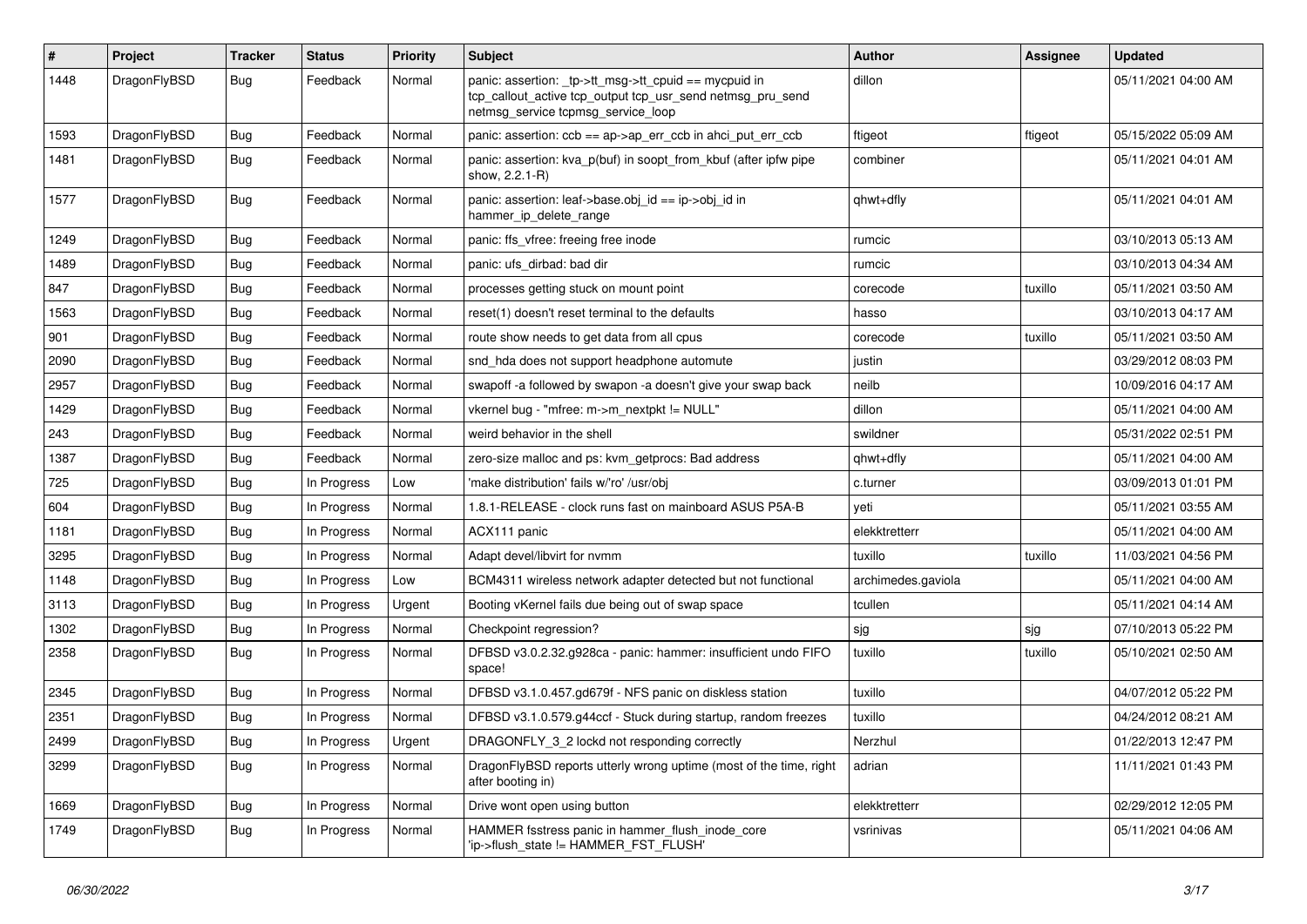| # | Project | Tracker | Status | Priority | Subject | Author | Assignee | Updated |
|---|---|---|---|---|---|---|---|---|
| 1448 | DragonFlyBSD | Bug | Feedback | Normal | panic: assertion: _tp->tt_msg->tt_cpuid == mycpuid in tcp_callout_active tcp_output tcp_usr_send netmsg_pru_send netmsg_service tcpmsg_service_loop | dillon | | 05/11/2021 04:00 AM |
| 1593 | DragonFlyBSD | Bug | Feedback | Normal | panic: assertion: ccb == ap->ap_err_ccb in ahci_put_err_ccb | ftigeot | ftigeot | 05/15/2022 05:09 AM |
| 1481 | DragonFlyBSD | Bug | Feedback | Normal | panic: assertion: kva_p(buf) in soopt_from_kbuf (after ipfw pipe show, 2.2.1-R) | combiner | | 05/11/2021 04:01 AM |
| 1577 | DragonFlyBSD | Bug | Feedback | Normal | panic: assertion: leaf->base.obj_id == ip->obj_id in hammer_ip_delete_range | qhwt+dfly | | 05/11/2021 04:01 AM |
| 1249 | DragonFlyBSD | Bug | Feedback | Normal | panic: ffs_vfree: freeing free inode | rumcic | | 03/10/2013 05:13 AM |
| 1489 | DragonFlyBSD | Bug | Feedback | Normal | panic: ufs_dirbad: bad dir | rumcic | | 03/10/2013 04:34 AM |
| 847 | DragonFlyBSD | Bug | Feedback | Normal | processes getting stuck on mount point | corecode | tuxillo | 05/11/2021 03:50 AM |
| 1563 | DragonFlyBSD | Bug | Feedback | Normal | reset(1) doesn't reset terminal to the defaults | hasso | | 03/10/2013 04:17 AM |
| 901 | DragonFlyBSD | Bug | Feedback | Normal | route show needs to get data from all cpus | corecode | tuxillo | 05/11/2021 03:50 AM |
| 2090 | DragonFlyBSD | Bug | Feedback | Normal | snd_hda does not support headphone automute | justin | | 03/29/2012 08:03 PM |
| 2957 | DragonFlyBSD | Bug | Feedback | Normal | swapoff -a followed by swapon -a doesn't give your swap back | neilb | | 10/09/2016 04:17 AM |
| 1429 | DragonFlyBSD | Bug | Feedback | Normal | vkernel bug - "mfree: m->m_nextpkt != NULL" | dillon | | 05/11/2021 04:00 AM |
| 243 | DragonFlyBSD | Bug | Feedback | Normal | weird behavior in the shell | swildner | | 05/31/2022 02:51 PM |
| 1387 | DragonFlyBSD | Bug | Feedback | Normal | zero-size malloc and ps: kvm_getprocs: Bad address | qhwt+dfly | | 05/11/2021 04:00 AM |
| 725 | DragonFlyBSD | Bug | In Progress | Low | 'make distribution' fails w/'ro' /usr/obj | c.turner | | 03/09/2013 01:01 PM |
| 604 | DragonFlyBSD | Bug | In Progress | Normal | 1.8.1-RELEASE - clock runs fast on mainboard ASUS P5A-B | yeti | | 05/11/2021 03:55 AM |
| 1181 | DragonFlyBSD | Bug | In Progress | Normal | ACX111 panic | elekktretterr | | 05/11/2021 04:00 AM |
| 3295 | DragonFlyBSD | Bug | In Progress | Normal | Adapt devel/libvirt for nvmm | tuxillo | tuxillo | 11/03/2021 04:56 PM |
| 1148 | DragonFlyBSD | Bug | In Progress | Low | BCM4311 wireless network adapter detected but not functional | archimedes.gaviola | | 05/11/2021 04:00 AM |
| 3113 | DragonFlyBSD | Bug | In Progress | Urgent | Booting vKernel fails due being out of swap space | tcullen | | 05/11/2021 04:14 AM |
| 1302 | DragonFlyBSD | Bug | In Progress | Normal | Checkpoint regression? | sjg | sjg | 07/10/2013 05:22 PM |
| 2358 | DragonFlyBSD | Bug | In Progress | Normal | DFBSD v3.0.2.32.g928ca - panic: hammer: insufficient undo FIFO space! | tuxillo | tuxillo | 05/10/2021 02:50 AM |
| 2345 | DragonFlyBSD | Bug | In Progress | Normal | DFBSD v3.1.0.457.gd679f - NFS panic on diskless station | tuxillo | | 04/07/2012 05:22 PM |
| 2351 | DragonFlyBSD | Bug | In Progress | Normal | DFBSD v3.1.0.579.g44ccf - Stuck during startup, random freezes | tuxillo | | 04/24/2012 08:21 AM |
| 2499 | DragonFlyBSD | Bug | In Progress | Urgent | DRAGONFLY_3_2 lockd not responding correctly | Nerzhul | | 01/22/2013 12:47 PM |
| 3299 | DragonFlyBSD | Bug | In Progress | Normal | DragonFlyBSD reports utterly wrong uptime (most of the time, right after booting in) | adrian | | 11/11/2021 01:43 PM |
| 1669 | DragonFlyBSD | Bug | In Progress | Normal | Drive wont open using button | elekktretterr | | 02/29/2012 12:05 PM |
| 1749 | DragonFlyBSD | Bug | In Progress | Normal | HAMMER fsstress panic in hammer_flush_inode_core 'ip->flush_state != HAMMER_FST_FLUSH' | vsrinivas | | 05/11/2021 04:06 AM |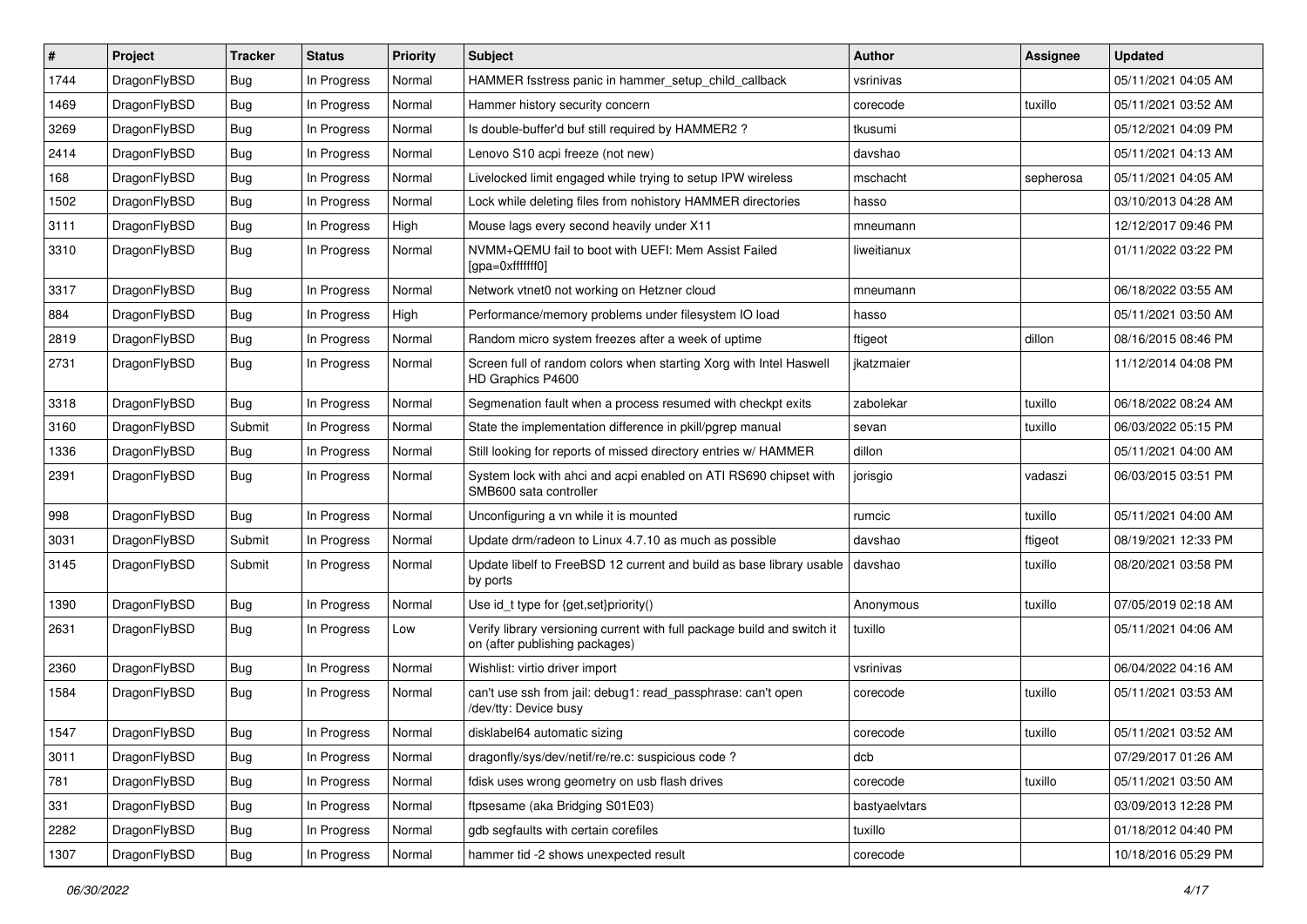| # | Project | Tracker | Status | Priority | Subject | Author | Assignee | Updated |
|---|---|---|---|---|---|---|---|---|
| 1744 | DragonFlyBSD | Bug | In Progress | Normal | HAMMER fsstress panic in hammer_setup_child_callback | vsrinivas | | 05/11/2021 04:05 AM |
| 1469 | DragonFlyBSD | Bug | In Progress | Normal | Hammer history security concern | corecode | tuxillo | 05/11/2021 03:52 AM |
| 3269 | DragonFlyBSD | Bug | In Progress | Normal | Is double-buffer'd buf still required by HAMMER2 ? | tkusumi | | 05/12/2021 04:09 PM |
| 2414 | DragonFlyBSD | Bug | In Progress | Normal | Lenovo S10 acpi freeze (not new) | davshao | | 05/11/2021 04:13 AM |
| 168 | DragonFlyBSD | Bug | In Progress | Normal | Livelocked limit engaged while trying to setup IPW wireless | mschacht | sepherosa | 05/11/2021 04:05 AM |
| 1502 | DragonFlyBSD | Bug | In Progress | Normal | Lock while deleting files from nohistory HAMMER directories | hasso | | 03/10/2013 04:28 AM |
| 3111 | DragonFlyBSD | Bug | In Progress | High | Mouse lags every second heavily under X11 | mneumann | | 12/12/2017 09:46 PM |
| 3310 | DragonFlyBSD | Bug | In Progress | Normal | NVMM+QEMU fail to boot with UEFI: Mem Assist Failed [gpa=0xfffffff0] | liweitianux | | 01/11/2022 03:22 PM |
| 3317 | DragonFlyBSD | Bug | In Progress | Normal | Network vtnet0 not working on Hetzner cloud | mneumann | | 06/18/2022 03:55 AM |
| 884 | DragonFlyBSD | Bug | In Progress | High | Performance/memory problems under filesystem IO load | hasso | | 05/11/2021 03:50 AM |
| 2819 | DragonFlyBSD | Bug | In Progress | Normal | Random micro system freezes after a week of uptime | ftigeot | dillon | 08/16/2015 08:46 PM |
| 2731 | DragonFlyBSD | Bug | In Progress | Normal | Screen full of random colors when starting Xorg with Intel Haswell HD Graphics P4600 | jkatzmaier | | 11/12/2014 04:08 PM |
| 3318 | DragonFlyBSD | Bug | In Progress | Normal | Segmenation fault when a process resumed with checkpt exits | zabolekar | tuxillo | 06/18/2022 08:24 AM |
| 3160 | DragonFlyBSD | Submit | In Progress | Normal | State the implementation difference in pkill/pgrep manual | sevan | tuxillo | 06/03/2022 05:15 PM |
| 1336 | DragonFlyBSD | Bug | In Progress | Normal | Still looking for reports of missed directory entries w/ HAMMER | dillon | | 05/11/2021 04:00 AM |
| 2391 | DragonFlyBSD | Bug | In Progress | Normal | System lock with ahci and acpi enabled on ATI RS690 chipset with SMB600 sata controller | jorisgio | vadaszi | 06/03/2015 03:51 PM |
| 998 | DragonFlyBSD | Bug | In Progress | Normal | Unconfiguring a vn while it is mounted | rumcic | tuxillo | 05/11/2021 04:00 AM |
| 3031 | DragonFlyBSD | Submit | In Progress | Normal | Update drm/radeon to Linux 4.7.10 as much as possible | davshao | ftigeot | 08/19/2021 12:33 PM |
| 3145 | DragonFlyBSD | Submit | In Progress | Normal | Update libelf to FreeBSD 12 current and build as base library usable by ports | davshao | tuxillo | 08/20/2021 03:58 PM |
| 1390 | DragonFlyBSD | Bug | In Progress | Normal | Use id_t type for {get,set}priority() | Anonymous | tuxillo | 07/05/2019 02:18 AM |
| 2631 | DragonFlyBSD | Bug | In Progress | Low | Verify library versioning current with full package build and switch it on (after publishing packages) | tuxillo | | 05/11/2021 04:06 AM |
| 2360 | DragonFlyBSD | Bug | In Progress | Normal | Wishlist: virtio driver import | vsrinivas | | 06/04/2022 04:16 AM |
| 1584 | DragonFlyBSD | Bug | In Progress | Normal | can't use ssh from jail: debug1: read_passphrase: can't open /dev/tty: Device busy | corecode | tuxillo | 05/11/2021 03:53 AM |
| 1547 | DragonFlyBSD | Bug | In Progress | Normal | disklabel64 automatic sizing | corecode | tuxillo | 05/11/2021 03:52 AM |
| 3011 | DragonFlyBSD | Bug | In Progress | Normal | dragonfly/sys/dev/netif/re/re.c: suspicious code ? | dcb | | 07/29/2017 01:26 AM |
| 781 | DragonFlyBSD | Bug | In Progress | Normal | fdisk uses wrong geometry on usb flash drives | corecode | tuxillo | 05/11/2021 03:50 AM |
| 331 | DragonFlyBSD | Bug | In Progress | Normal | ftpsesame (aka Bridging S01E03) | bastyaelvtars | | 03/09/2013 12:28 PM |
| 2282 | DragonFlyBSD | Bug | In Progress | Normal | gdb segfaults with certain corefiles | tuxillo | | 01/18/2012 04:40 PM |
| 1307 | DragonFlyBSD | Bug | In Progress | Normal | hammer tid -2 shows unexpected result | corecode | | 10/18/2016 05:29 PM |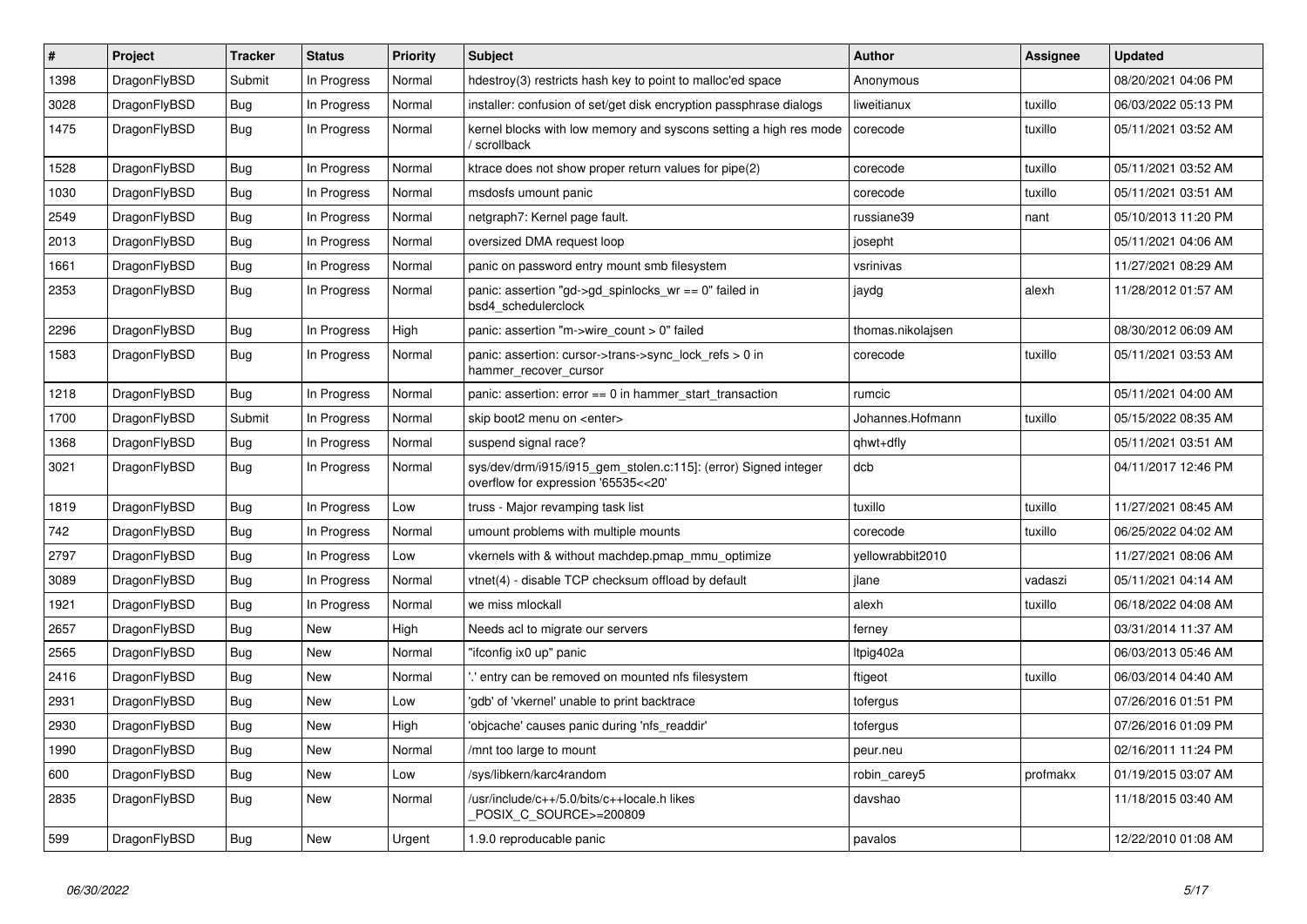| # | Project | Tracker | Status | Priority | Subject | Author | Assignee | Updated |
|---|---|---|---|---|---|---|---|---|
| 1398 | DragonFlyBSD | Submit | In Progress | Normal | hdestroy(3) restricts hash key to point to malloc'ed space | Anonymous | | 08/20/2021 04:06 PM |
| 3028 | DragonFlyBSD | Bug | In Progress | Normal | installer: confusion of set/get disk encryption passphrase dialogs | liweitianux | tuxillo | 06/03/2022 05:13 PM |
| 1475 | DragonFlyBSD | Bug | In Progress | Normal | kernel blocks with low memory and syscons setting a high res mode / scrollback | corecode | tuxillo | 05/11/2021 03:52 AM |
| 1528 | DragonFlyBSD | Bug | In Progress | Normal | ktrace does not show proper return values for pipe(2) | corecode | tuxillo | 05/11/2021 03:52 AM |
| 1030 | DragonFlyBSD | Bug | In Progress | Normal | msdosfs umount panic | corecode | tuxillo | 05/11/2021 03:51 AM |
| 2549 | DragonFlyBSD | Bug | In Progress | Normal | netgraph7: Kernel page fault. | russiane39 | nant | 05/10/2013 11:20 PM |
| 2013 | DragonFlyBSD | Bug | In Progress | Normal | oversized DMA request loop | josepht | | 05/11/2021 04:06 AM |
| 1661 | DragonFlyBSD | Bug | In Progress | Normal | panic on password entry mount smb filesystem | vsrinivas | | 11/27/2021 08:29 AM |
| 2353 | DragonFlyBSD | Bug | In Progress | Normal | panic: assertion "gd->gd_spinlocks_wr == 0" failed in bsd4_schedulerclock | jaydg | alexh | 11/28/2012 01:57 AM |
| 2296 | DragonFlyBSD | Bug | In Progress | High | panic: assertion "m->wire_count > 0" failed | thomas.nikolajsen | | 08/30/2012 06:09 AM |
| 1583 | DragonFlyBSD | Bug | In Progress | Normal | panic: assertion: cursor->trans->sync_lock_refs > 0 in hammer_recover_cursor | corecode | tuxillo | 05/11/2021 03:53 AM |
| 1218 | DragonFlyBSD | Bug | In Progress | Normal | panic: assertion: error == 0 in hammer_start_transaction | rumcic | | 05/11/2021 04:00 AM |
| 1700 | DragonFlyBSD | Submit | In Progress | Normal | skip boot2 menu on <enter> | Johannes.Hofmann | tuxillo | 05/15/2022 08:35 AM |
| 1368 | DragonFlyBSD | Bug | In Progress | Normal | suspend signal race? | qhwt+dfly | | 05/11/2021 03:51 AM |
| 3021 | DragonFlyBSD | Bug | In Progress | Normal | sys/dev/drm/i915/i915_gem_stolen.c:115]: (error) Signed integer overflow for expression '65535<<20' | dcb | | 04/11/2017 12:46 PM |
| 1819 | DragonFlyBSD | Bug | In Progress | Low | truss - Major revamping task list | tuxillo | tuxillo | 11/27/2021 08:45 AM |
| 742 | DragonFlyBSD | Bug | In Progress | Normal | umount problems with multiple mounts | corecode | tuxillo | 06/25/2022 04:02 AM |
| 2797 | DragonFlyBSD | Bug | In Progress | Low | vkernels with & without machdep.pmap_mmu_optimize | yellowrabbit2010 | | 11/27/2021 08:06 AM |
| 3089 | DragonFlyBSD | Bug | In Progress | Normal | vtnet(4) - disable TCP checksum offload by default | jlane | vadaszi | 05/11/2021 04:14 AM |
| 1921 | DragonFlyBSD | Bug | In Progress | Normal | we miss mlockall | alexh | tuxillo | 06/18/2022 04:08 AM |
| 2657 | DragonFlyBSD | Bug | New | High | Needs acl to migrate our servers | ferney | | 03/31/2014 11:37 AM |
| 2565 | DragonFlyBSD | Bug | New | Normal | "ifconfig ix0 up" panic | Itpig402a | | 06/03/2013 05:46 AM |
| 2416 | DragonFlyBSD | Bug | New | Normal | '.' entry can be removed on mounted nfs filesystem | ftigeot | tuxillo | 06/03/2014 04:40 AM |
| 2931 | DragonFlyBSD | Bug | New | Low | 'gdb' of 'vkernel' unable to print backtrace | tofergus | | 07/26/2016 01:51 PM |
| 2930 | DragonFlyBSD | Bug | New | High | 'objcache' causes panic during 'nfs_readdir' | tofergus | | 07/26/2016 01:09 PM |
| 1990 | DragonFlyBSD | Bug | New | Normal | /mnt too large to mount | peur.neu | | 02/16/2011 11:24 PM |
| 600 | DragonFlyBSD | Bug | New | Low | /sys/libkern/karc4random | robin_carey5 | profmakx | 01/19/2015 03:07 AM |
| 2835 | DragonFlyBSD | Bug | New | Normal | /usr/include/c++/5.0/bits/c++locale.h likes _POSIX_C_SOURCE>=200809 | davshao | | 11/18/2015 03:40 AM |
| 599 | DragonFlyBSD | Bug | New | Urgent | 1.9.0 reproducable panic | pavalos | | 12/22/2010 01:08 AM |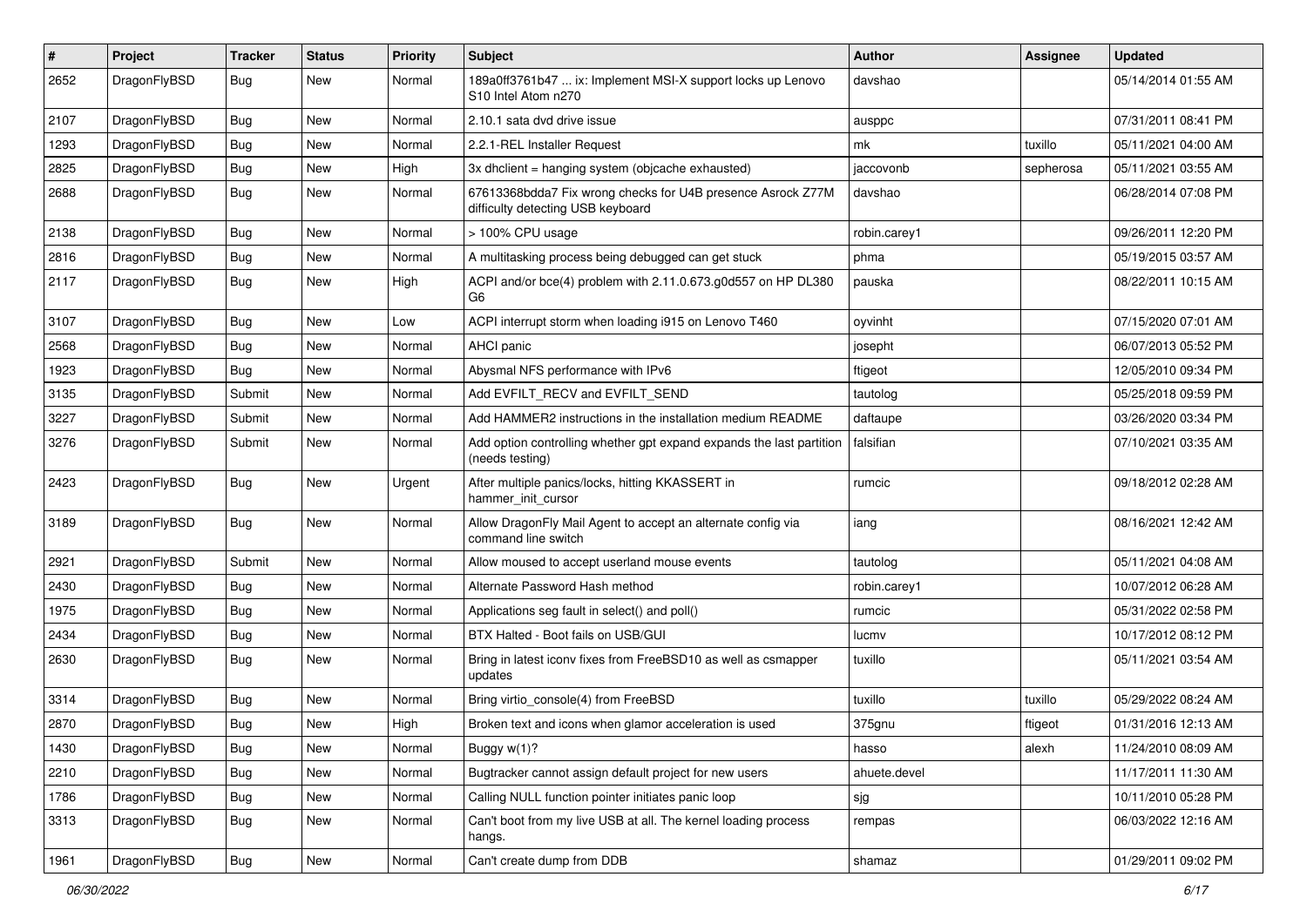| # | Project | Tracker | Status | Priority | Subject | Author | Assignee | Updated |
|---|---|---|---|---|---|---|---|---|
| 2652 | DragonFlyBSD | Bug | New | Normal | 189a0ff3761b47 ... ix: Implement MSI-X support locks up Lenovo S10 Intel Atom n270 | davshao | | 05/14/2014 01:55 AM |
| 2107 | DragonFlyBSD | Bug | New | Normal | 2.10.1 sata dvd drive issue | ausppc | | 07/31/2011 08:41 PM |
| 1293 | DragonFlyBSD | Bug | New | Normal | 2.2.1-REL Installer Request | mk | tuxillo | 05/11/2021 04:00 AM |
| 2825 | DragonFlyBSD | Bug | New | High | 3x dhclient = hanging system (objcache exhausted) | jaccovonb | sepherosa | 05/11/2021 03:55 AM |
| 2688 | DragonFlyBSD | Bug | New | Normal | 67613368bdda7 Fix wrong checks for U4B presence Asrock Z77M difficulty detecting USB keyboard | davshao | | 06/28/2014 07:08 PM |
| 2138 | DragonFlyBSD | Bug | New | Normal | > 100% CPU usage | robin.carey1 | | 09/26/2011 12:20 PM |
| 2816 | DragonFlyBSD | Bug | New | Normal | A multitasking process being debugged can get stuck | phma | | 05/19/2015 03:57 AM |
| 2117 | DragonFlyBSD | Bug | New | High | ACPI and/or bce(4) problem with 2.11.0.673.g0d557 on HP DL380 G6 | pauska | | 08/22/2011 10:15 AM |
| 3107 | DragonFlyBSD | Bug | New | Low | ACPI interrupt storm when loading i915 on Lenovo T460 | oyvinht | | 07/15/2020 07:01 AM |
| 2568 | DragonFlyBSD | Bug | New | Normal | AHCI panic | josepht | | 06/07/2013 05:52 PM |
| 1923 | DragonFlyBSD | Bug | New | Normal | Abysmal NFS performance with IPv6 | ftigeot | | 12/05/2010 09:34 PM |
| 3135 | DragonFlyBSD | Submit | New | Normal | Add EVFILT_RECV and EVFILT_SEND | tautolog | | 05/25/2018 09:59 PM |
| 3227 | DragonFlyBSD | Submit | New | Normal | Add HAMMER2 instructions in the installation medium README | daftaupe | | 03/26/2020 03:34 PM |
| 3276 | DragonFlyBSD | Submit | New | Normal | Add option controlling whether gpt expand expands the last partition (needs testing) | falsifian | | 07/10/2021 03:35 AM |
| 2423 | DragonFlyBSD | Bug | New | Urgent | After multiple panics/locks, hitting KKASSERT in hammer_init_cursor | rumcic | | 09/18/2012 02:28 AM |
| 3189 | DragonFlyBSD | Bug | New | Normal | Allow DragonFly Mail Agent to accept an alternate config via command line switch | iang | | 08/16/2021 12:42 AM |
| 2921 | DragonFlyBSD | Submit | New | Normal | Allow moused to accept userland mouse events | tautolog | | 05/11/2021 04:08 AM |
| 2430 | DragonFlyBSD | Bug | New | Normal | Alternate Password Hash method | robin.carey1 | | 10/07/2012 06:28 AM |
| 1975 | DragonFlyBSD | Bug | New | Normal | Applications seg fault in select() and poll() | rumcic | | 05/31/2022 02:58 PM |
| 2434 | DragonFlyBSD | Bug | New | Normal | BTX Halted - Boot fails on USB/GUI | lucmv | | 10/17/2012 08:12 PM |
| 2630 | DragonFlyBSD | Bug | New | Normal | Bring in latest iconv fixes from FreeBSD10 as well as csmapper updates | tuxillo | | 05/11/2021 03:54 AM |
| 3314 | DragonFlyBSD | Bug | New | Normal | Bring virtio_console(4) from FreeBSD | tuxillo | tuxillo | 05/29/2022 08:24 AM |
| 2870 | DragonFlyBSD | Bug | New | High | Broken text and icons when glamor acceleration is used | 375gnu | ftigeot | 01/31/2016 12:13 AM |
| 1430 | DragonFlyBSD | Bug | New | Normal | Buggy w(1)? | hasso | alexh | 11/24/2010 08:09 AM |
| 2210 | DragonFlyBSD | Bug | New | Normal | Bugtracker cannot assign default project for new users | ahuete.devel | | 11/17/2011 11:30 AM |
| 1786 | DragonFlyBSD | Bug | New | Normal | Calling NULL function pointer initiates panic loop | sjg | | 10/11/2010 05:28 PM |
| 3313 | DragonFlyBSD | Bug | New | Normal | Can't boot from my live USB at all. The kernel loading process hangs. | rempas | | 06/03/2022 12:16 AM |
| 1961 | DragonFlyBSD | Bug | New | Normal | Can't create dump from DDB | shamaz | | 01/29/2011 09:02 PM |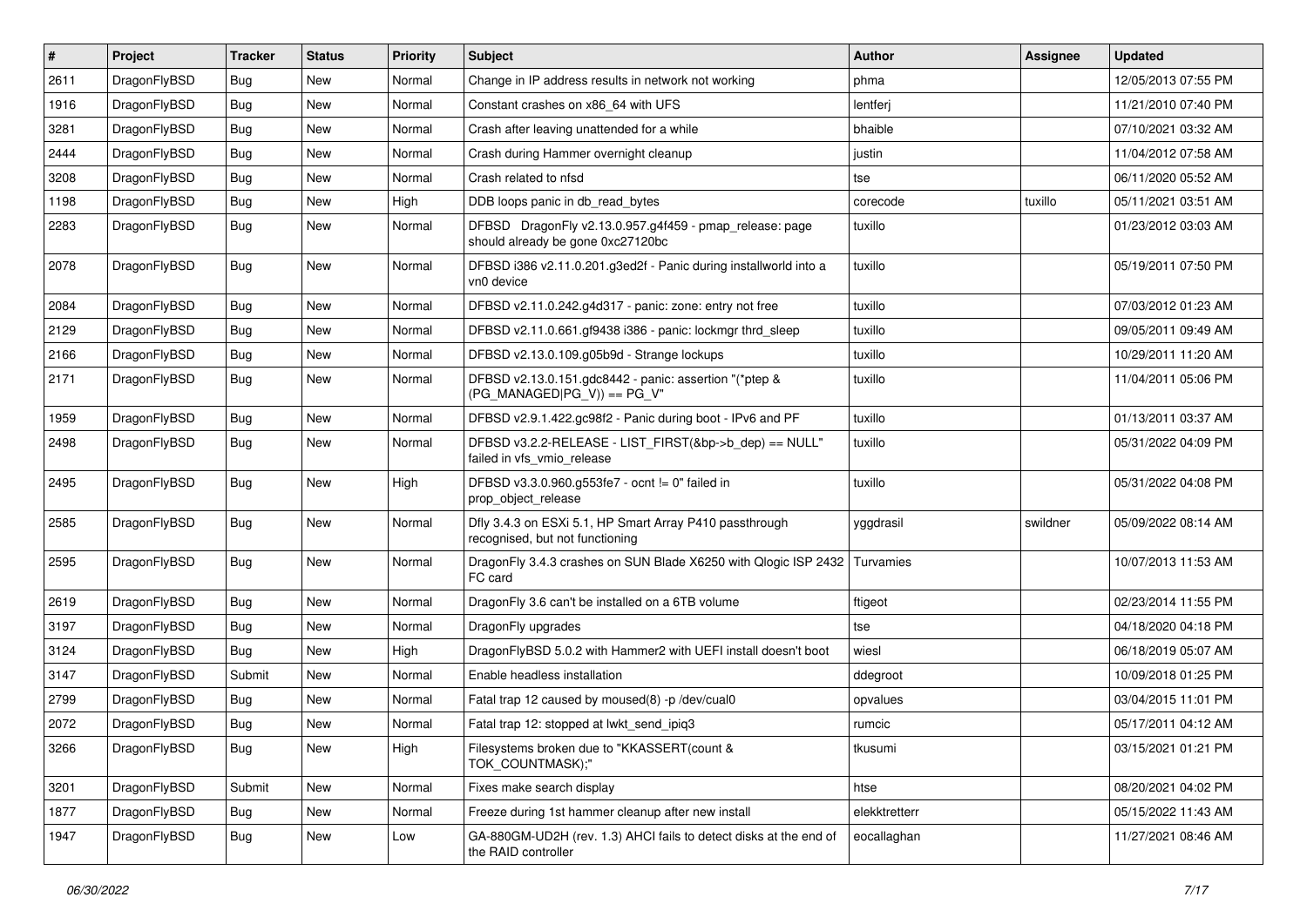| # | Project | Tracker | Status | Priority | Subject | Author | Assignee | Updated |
| --- | --- | --- | --- | --- | --- | --- | --- | --- |
| 2611 | DragonFlyBSD | Bug | New | Normal | Change in IP address results in network not working | phma | | 12/05/2013 07:55 PM |
| 1916 | DragonFlyBSD | Bug | New | Normal | Constant crashes on x86_64 with UFS | lentferj | | 11/21/2010 07:40 PM |
| 3281 | DragonFlyBSD | Bug | New | Normal | Crash after leaving unattended for a while | bhaible | | 07/10/2021 03:32 AM |
| 2444 | DragonFlyBSD | Bug | New | Normal | Crash during Hammer overnight cleanup | justin | | 11/04/2012 07:58 AM |
| 3208 | DragonFlyBSD | Bug | New | Normal | Crash related to nfsd | tse | | 06/11/2020 05:52 AM |
| 1198 | DragonFlyBSD | Bug | New | High | DDB loops panic in db_read_bytes | corecode | tuxillo | 05/11/2021 03:51 AM |
| 2283 | DragonFlyBSD | Bug | New | Normal | DFBSD DragonFly v2.13.0.957.g4f459 - pmap_release: page should already be gone 0xc27120bc | tuxillo | | 01/23/2012 03:03 AM |
| 2078 | DragonFlyBSD | Bug | New | Normal | DFBSD i386 v2.11.0.201.g3ed2f - Panic during installworld into a vn0 device | tuxillo | | 05/19/2011 07:50 PM |
| 2084 | DragonFlyBSD | Bug | New | Normal | DFBSD v2.11.0.242.g4d317 - panic: zone: entry not free | tuxillo | | 07/03/2012 01:23 AM |
| 2129 | DragonFlyBSD | Bug | New | Normal | DFBSD v2.11.0.661.gf9438 i386 - panic: lockmgr thrd_sleep | tuxillo | | 09/05/2011 09:49 AM |
| 2166 | DragonFlyBSD | Bug | New | Normal | DFBSD v2.13.0.109.g05b9d - Strange lockups | tuxillo | | 10/29/2011 11:20 AM |
| 2171 | DragonFlyBSD | Bug | New | Normal | DFBSD v2.13.0.151.gdc8442 - panic: assertion "(*ptep & (PG_MANAGED\|PG_V)) == PG_V" | tuxillo | | 11/04/2011 05:06 PM |
| 1959 | DragonFlyBSD | Bug | New | Normal | DFBSD v2.9.1.422.gc98f2 - Panic during boot - IPv6 and PF | tuxillo | | 01/13/2011 03:37 AM |
| 2498 | DragonFlyBSD | Bug | New | Normal | DFBSD v3.2.2-RELEASE - LIST_FIRST(&bp->b_dep) == NULL" failed in vfs_vmio_release | tuxillo | | 05/31/2022 04:09 PM |
| 2495 | DragonFlyBSD | Bug | New | High | DFBSD v3.3.0.960.g553fe7 - ocnt != 0" failed in prop_object_release | tuxillo | | 05/31/2022 04:08 PM |
| 2585 | DragonFlyBSD | Bug | New | Normal | Dfly 3.4.3 on ESXi 5.1, HP Smart Array P410 passthrough recognised, but not functioning | yggdrasil | swildner | 05/09/2022 08:14 AM |
| 2595 | DragonFlyBSD | Bug | New | Normal | DragonFly 3.4.3 crashes on SUN Blade X6250 with Qlogic ISP 2432 FC card | Turvamies | | 10/07/2013 11:53 AM |
| 2619 | DragonFlyBSD | Bug | New | Normal | DragonFly 3.6 can't be installed on a 6TB volume | ftigeot | | 02/23/2014 11:55 PM |
| 3197 | DragonFlyBSD | Bug | New | Normal | DragonFly upgrades | tse | | 04/18/2020 04:18 PM |
| 3124 | DragonFlyBSD | Bug | New | High | DragonFlyBSD 5.0.2 with Hammer2 with UEFI install doesn't boot | wiesl | | 06/18/2019 05:07 AM |
| 3147 | DragonFlyBSD | Submit | New | Normal | Enable headless installation | ddegroot | | 10/09/2018 01:25 PM |
| 2799 | DragonFlyBSD | Bug | New | Normal | Fatal trap 12 caused by moused(8) -p /dev/cual0 | opvalues | | 03/04/2015 11:01 PM |
| 2072 | DragonFlyBSD | Bug | New | Normal | Fatal trap 12: stopped at lwkt_send_ipiq3 | rumcic | | 05/17/2011 04:12 AM |
| 3266 | DragonFlyBSD | Bug | New | High | Filesystems broken due to "KKASSERT(count & TOK_COUNTMASK);" | tkusumi | | 03/15/2021 01:21 PM |
| 3201 | DragonFlyBSD | Submit | New | Normal | Fixes make search display | htse | | 08/20/2021 04:02 PM |
| 1877 | DragonFlyBSD | Bug | New | Normal | Freeze during 1st hammer cleanup after new install | elekktretterr | | 05/15/2022 11:43 AM |
| 1947 | DragonFlyBSD | Bug | New | Low | GA-880GM-UD2H (rev. 1.3) AHCI fails to detect disks at the end of the RAID controller | eocallaghan | | 11/27/2021 08:46 AM |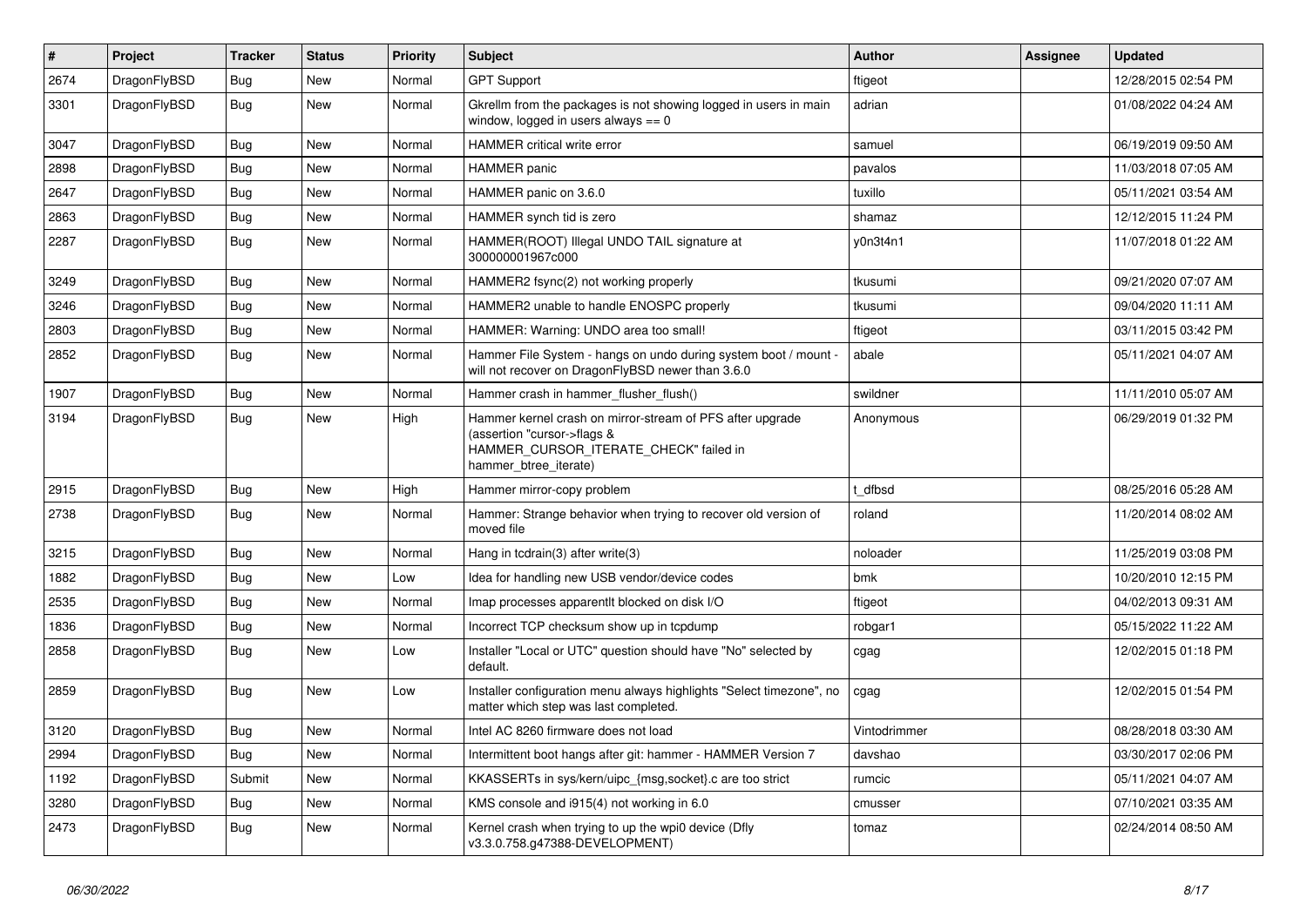| # | Project | Tracker | Status | Priority | Subject | Author | Assignee | Updated |
|---|---|---|---|---|---|---|---|---|
| 2674 | DragonFlyBSD | Bug | New | Normal | GPT Support | ftigeot | | 12/28/2015 02:54 PM |
| 3301 | DragonFlyBSD | Bug | New | Normal | Gkrellm from the packages is not showing logged in users in main window, logged in users always == 0 | adrian | | 01/08/2022 04:24 AM |
| 3047 | DragonFlyBSD | Bug | New | Normal | HAMMER critical write error | samuel | | 06/19/2019 09:50 AM |
| 2898 | DragonFlyBSD | Bug | New | Normal | HAMMER panic | pavalos | | 11/03/2018 07:05 AM |
| 2647 | DragonFlyBSD | Bug | New | Normal | HAMMER panic on 3.6.0 | tuxillo | | 05/11/2021 03:54 AM |
| 2863 | DragonFlyBSD | Bug | New | Normal | HAMMER synch tid is zero | shamaz | | 12/12/2015 11:24 PM |
| 2287 | DragonFlyBSD | Bug | New | Normal | HAMMER(ROOT) Illegal UNDO TAIL signature at 300000001967c000 | y0n3t4n1 | | 11/07/2018 01:22 AM |
| 3249 | DragonFlyBSD | Bug | New | Normal | HAMMER2 fsync(2) not working properly | tkusumi | | 09/21/2020 07:07 AM |
| 3246 | DragonFlyBSD | Bug | New | Normal | HAMMER2 unable to handle ENOSPC properly | tkusumi | | 09/04/2020 11:11 AM |
| 2803 | DragonFlyBSD | Bug | New | Normal | HAMMER: Warning: UNDO area too small! | ftigeot | | 03/11/2015 03:42 PM |
| 2852 | DragonFlyBSD | Bug | New | Normal | Hammer File System - hangs on undo during system boot / mount - will not recover on DragonFlyBSD newer than 3.6.0 | abale | | 05/11/2021 04:07 AM |
| 1907 | DragonFlyBSD | Bug | New | Normal | Hammer crash in hammer_flusher_flush() | swildner | | 11/11/2010 05:07 AM |
| 3194 | DragonFlyBSD | Bug | New | High | Hammer kernel crash on mirror-stream of PFS after upgrade (assertion "cursor->flags & HAMMER_CURSOR_ITERATE_CHECK" failed in hammer_btree_iterate) | Anonymous | | 06/29/2019 01:32 PM |
| 2915 | DragonFlyBSD | Bug | New | High | Hammer mirror-copy problem | t_dfbsd | | 08/25/2016 05:28 AM |
| 2738 | DragonFlyBSD | Bug | New | Normal | Hammer: Strange behavior when trying to recover old version of moved file | roland | | 11/20/2014 08:02 AM |
| 3215 | DragonFlyBSD | Bug | New | Normal | Hang in tcdrain(3) after write(3) | noloader | | 11/25/2019 03:08 PM |
| 1882 | DragonFlyBSD | Bug | New | Low | Idea for handling new USB vendor/device codes | bmk | | 10/20/2010 12:15 PM |
| 2535 | DragonFlyBSD | Bug | New | Normal | Imap processes apparentlt blocked on disk I/O | ftigeot | | 04/02/2013 09:31 AM |
| 1836 | DragonFlyBSD | Bug | New | Normal | Incorrect TCP checksum show up in tcpdump | robgar1 | | 05/15/2022 11:22 AM |
| 2858 | DragonFlyBSD | Bug | New | Low | Installer "Local or UTC" question should have "No" selected by default. | cgag | | 12/02/2015 01:18 PM |
| 2859 | DragonFlyBSD | Bug | New | Low | Installer configuration menu always highlights "Select timezone", no matter which step was last completed. | cgag | | 12/02/2015 01:54 PM |
| 3120 | DragonFlyBSD | Bug | New | Normal | Intel AC 8260 firmware does not load | Vintodrimmer | | 08/28/2018 03:30 AM |
| 2994 | DragonFlyBSD | Bug | New | Normal | Intermittent boot hangs after git: hammer - HAMMER Version 7 | davshao | | 03/30/2017 02:06 PM |
| 1192 | DragonFlyBSD | Submit | New | Normal | KKASSERTs in sys/kern/uipc_{msg,socket}.c are too strict | rumcic | | 05/11/2021 04:07 AM |
| 3280 | DragonFlyBSD | Bug | New | Normal | KMS console and i915(4) not working in 6.0 | cmusser | | 07/10/2021 03:35 AM |
| 2473 | DragonFlyBSD | Bug | New | Normal | Kernel crash when trying to up the wpi0 device (Dfly v3.3.0.758.g47388-DEVELOPMENT) | tomaz | | 02/24/2014 08:50 AM |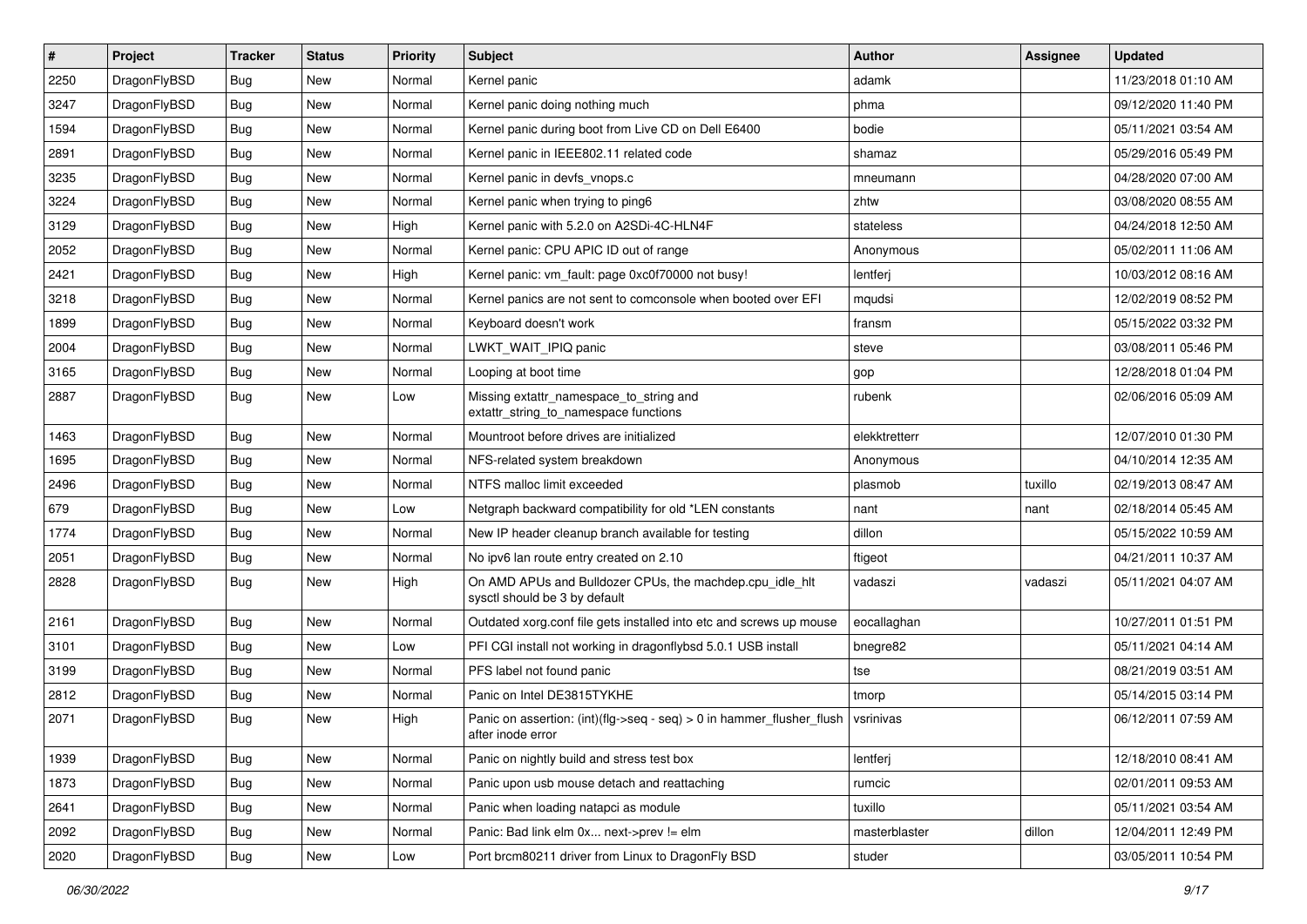| # | Project | Tracker | Status | Priority | Subject | Author | Assignee | Updated |
|---|---|---|---|---|---|---|---|---|
| 2250 | DragonFlyBSD | Bug | New | Normal | Kernel panic | adamk | | 11/23/2018 01:10 AM |
| 3247 | DragonFlyBSD | Bug | New | Normal | Kernel panic doing nothing much | phma | | 09/12/2020 11:40 PM |
| 1594 | DragonFlyBSD | Bug | New | Normal | Kernel panic during boot from Live CD on Dell E6400 | bodie | | 05/11/2021 03:54 AM |
| 2891 | DragonFlyBSD | Bug | New | Normal | Kernel panic in IEEE802.11 related code | shamaz | | 05/29/2016 05:49 PM |
| 3235 | DragonFlyBSD | Bug | New | Normal | Kernel panic in devfs_vnops.c | mneumann | | 04/28/2020 07:00 AM |
| 3224 | DragonFlyBSD | Bug | New | Normal | Kernel panic when trying to ping6 | zhtw | | 03/08/2020 08:55 AM |
| 3129 | DragonFlyBSD | Bug | New | High | Kernel panic with 5.2.0 on A2SDi-4C-HLN4F | stateless | | 04/24/2018 12:50 AM |
| 2052 | DragonFlyBSD | Bug | New | Normal | Kernel panic: CPU APIC ID out of range | Anonymous | | 05/02/2011 11:06 AM |
| 2421 | DragonFlyBSD | Bug | New | High | Kernel panic: vm_fault: page 0xc0f70000 not busy! | lentferj | | 10/03/2012 08:16 AM |
| 3218 | DragonFlyBSD | Bug | New | Normal | Kernel panics are not sent to comconsole when booted over EFI | mqudsi | | 12/02/2019 08:52 PM |
| 1899 | DragonFlyBSD | Bug | New | Normal | Keyboard doesn't work | fransm | | 05/15/2022 03:32 PM |
| 2004 | DragonFlyBSD | Bug | New | Normal | LWKT_WAIT_IPIQ panic | steve | | 03/08/2011 05:46 PM |
| 3165 | DragonFlyBSD | Bug | New | Normal | Looping at boot time | gop | | 12/28/2018 01:04 PM |
| 2887 | DragonFlyBSD | Bug | New | Low | Missing extattr_namespace_to_string and extattr_string_to_namespace functions | rubenk | | 02/06/2016 05:09 AM |
| 1463 | DragonFlyBSD | Bug | New | Normal | Mountroot before drives are initialized | elekktretterr | | 12/07/2010 01:30 PM |
| 1695 | DragonFlyBSD | Bug | New | Normal | NFS-related system breakdown | Anonymous | | 04/10/2014 12:35 AM |
| 2496 | DragonFlyBSD | Bug | New | Normal | NTFS malloc limit exceeded | plasmob | tuxillo | 02/19/2013 08:47 AM |
| 679 | DragonFlyBSD | Bug | New | Low | Netgraph backward compatibility for old *LEN constants | nant | nant | 02/18/2014 05:45 AM |
| 1774 | DragonFlyBSD | Bug | New | Normal | New IP header cleanup branch available for testing | dillon | | 05/15/2022 10:59 AM |
| 2051 | DragonFlyBSD | Bug | New | Normal | No ipv6 lan route entry created on 2.10 | ftigeot | | 04/21/2011 10:37 AM |
| 2828 | DragonFlyBSD | Bug | New | High | On AMD APUs and Bulldozer CPUs, the machdep.cpu_idle_hlt sysctl should be 3 by default | vadaszi | vadaszi | 05/11/2021 04:07 AM |
| 2161 | DragonFlyBSD | Bug | New | Normal | Outdated xorg.conf file gets installed into etc and screws up mouse | eocallaghan | | 10/27/2011 01:51 PM |
| 3101 | DragonFlyBSD | Bug | New | Low | PFI CGI install not working in dragonflybsd 5.0.1 USB install | bnegre82 | | 05/11/2021 04:14 AM |
| 3199 | DragonFlyBSD | Bug | New | Normal | PFS label not found panic | tse | | 08/21/2019 03:51 AM |
| 2812 | DragonFlyBSD | Bug | New | Normal | Panic on Intel DE3815TYKHE | tmorp | | 05/14/2015 03:14 PM |
| 2071 | DragonFlyBSD | Bug | New | High | Panic on assertion: (int)(flg->seq - seq) > 0 in hammer_flusher_flush after inode error | vsrinivas | | 06/12/2011 07:59 AM |
| 1939 | DragonFlyBSD | Bug | New | Normal | Panic on nightly build and stress test box | lentferj | | 12/18/2010 08:41 AM |
| 1873 | DragonFlyBSD | Bug | New | Normal | Panic upon usb mouse detach and reattaching | rumcic | | 02/01/2011 09:53 AM |
| 2641 | DragonFlyBSD | Bug | New | Normal | Panic when loading natapci as module | tuxillo | | 05/11/2021 03:54 AM |
| 2092 | DragonFlyBSD | Bug | New | Normal | Panic: Bad link elm 0x... next->prev != elm | masterblaster | dillon | 12/04/2011 12:49 PM |
| 2020 | DragonFlyBSD | Bug | New | Low | Port brcm80211 driver from Linux to DragonFly BSD | studer | | 03/05/2011 10:54 PM |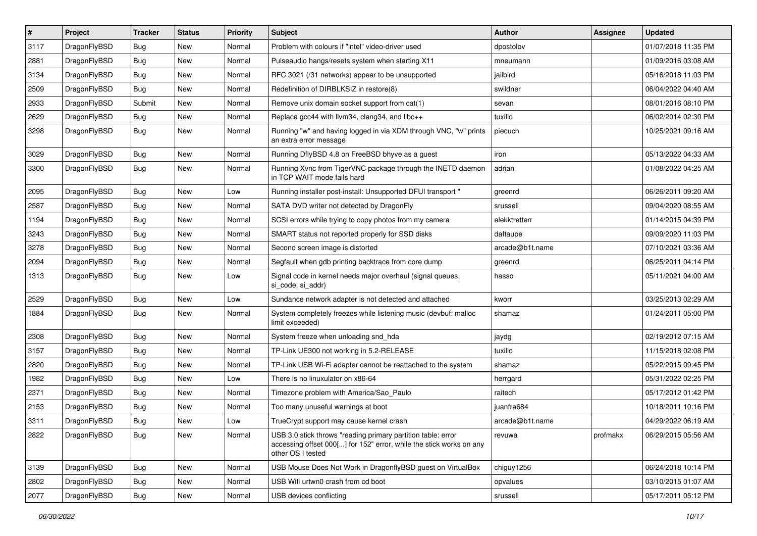| # | Project | Tracker | Status | Priority | Subject | Author | Assignee | Updated |
|---|---|---|---|---|---|---|---|---|
| 3117 | DragonFlyBSD | Bug | New | Normal | Problem with colours if "intel" video-driver used | dpostolov | | 01/07/2018 11:35 PM |
| 2881 | DragonFlyBSD | Bug | New | Normal | Pulseaudio hangs/resets system when starting X11 | mneumann | | 01/09/2016 03:08 AM |
| 3134 | DragonFlyBSD | Bug | New | Normal | RFC 3021 (/31 networks) appear to be unsupported | jailbird | | 05/16/2018 11:03 PM |
| 2509 | DragonFlyBSD | Bug | New | Normal | Redefinition of DIRBLKSIZ in restore(8) | swildner | | 06/04/2022 04:40 AM |
| 2933 | DragonFlyBSD | Submit | New | Normal | Remove unix domain socket support from cat(1) | sevan | | 08/01/2016 08:10 PM |
| 2629 | DragonFlyBSD | Bug | New | Normal | Replace gcc44 with llvm34, clang34, and libc++ | tuxillo | | 06/02/2014 02:30 PM |
| 3298 | DragonFlyBSD | Bug | New | Normal | Running "w" and having logged in via XDM through VNC, "w" prints an extra error message | piecuch | | 10/25/2021 09:16 AM |
| 3029 | DragonFlyBSD | Bug | New | Normal | Running DflyBSD 4.8 on FreeBSD bhyve as a guest | iron | | 05/13/2022 04:33 AM |
| 3300 | DragonFlyBSD | Bug | New | Normal | Running Xvnc from TigerVNC package through the INETD daemon in TCP WAIT mode fails hard | adrian | | 01/08/2022 04:25 AM |
| 2095 | DragonFlyBSD | Bug | New | Low | Running installer post-install: Unsupported DFUI transport " | greenrd | | 06/26/2011 09:20 AM |
| 2587 | DragonFlyBSD | Bug | New | Normal | SATA DVD writer not detected by DragonFly | srussell | | 09/04/2020 08:55 AM |
| 1194 | DragonFlyBSD | Bug | New | Normal | SCSI errors while trying to copy photos from my camera | elekktretterr | | 01/14/2015 04:39 PM |
| 3243 | DragonFlyBSD | Bug | New | Normal | SMART status not reported properly for SSD disks | daftaupe | | 09/09/2020 11:03 PM |
| 3278 | DragonFlyBSD | Bug | New | Normal | Second screen image is distorted | arcade@b1t.name | | 07/10/2021 03:36 AM |
| 2094 | DragonFlyBSD | Bug | New | Normal | Segfault when gdb printing backtrace from core dump | greenrd | | 06/25/2011 04:14 PM |
| 1313 | DragonFlyBSD | Bug | New | Low | Signal code in kernel needs major overhaul (signal queues, si_code, si_addr) | hasso | | 05/11/2021 04:00 AM |
| 2529 | DragonFlyBSD | Bug | New | Low | Sundance network adapter is not detected and attached | kworr | | 03/25/2013 02:29 AM |
| 1884 | DragonFlyBSD | Bug | New | Normal | System completely freezes while listening music (devbuf: malloc limit exceeded) | shamaz | | 01/24/2011 05:00 PM |
| 2308 | DragonFlyBSD | Bug | New | Normal | System freeze when unloading snd_hda | jaydg | | 02/19/2012 07:15 AM |
| 3157 | DragonFlyBSD | Bug | New | Normal | TP-Link UE300 not working in 5.2-RELEASE | tuxillo | | 11/15/2018 02:08 PM |
| 2820 | DragonFlyBSD | Bug | New | Normal | TP-Link USB Wi-Fi adapter cannot be reattached to the system | shamaz | | 05/22/2015 09:45 PM |
| 1982 | DragonFlyBSD | Bug | New | Low | There is no linuxulator on x86-64 | herrgard | | 05/31/2022 02:25 PM |
| 2371 | DragonFlyBSD | Bug | New | Normal | Timezone problem with America/Sao_Paulo | raitech | | 05/17/2012 01:42 PM |
| 2153 | DragonFlyBSD | Bug | New | Normal | Too many unuseful warnings at boot | juanfra684 | | 10/18/2011 10:16 PM |
| 3311 | DragonFlyBSD | Bug | New | Low | TrueCrypt support may cause kernel crash | arcade@b1t.name | | 04/29/2022 06:19 AM |
| 2822 | DragonFlyBSD | Bug | New | Normal | USB 3.0 stick throws "reading primary partition table: error accessing offset 000[...] for 152" error, while the stick works on any other OS I tested | revuwa | profmakx | 06/29/2015 05:56 AM |
| 3139 | DragonFlyBSD | Bug | New | Normal | USB Mouse Does Not Work in DragonflyBSD guest on VirtualBox | chiguy1256 | | 06/24/2018 10:14 PM |
| 2802 | DragonFlyBSD | Bug | New | Normal | USB Wifi urtwn0 crash from cd boot | opvalues | | 03/10/2015 01:07 AM |
| 2077 | DragonFlyBSD | Bug | New | Normal | USB devices conflicting | srussell | | 05/17/2011 05:12 PM |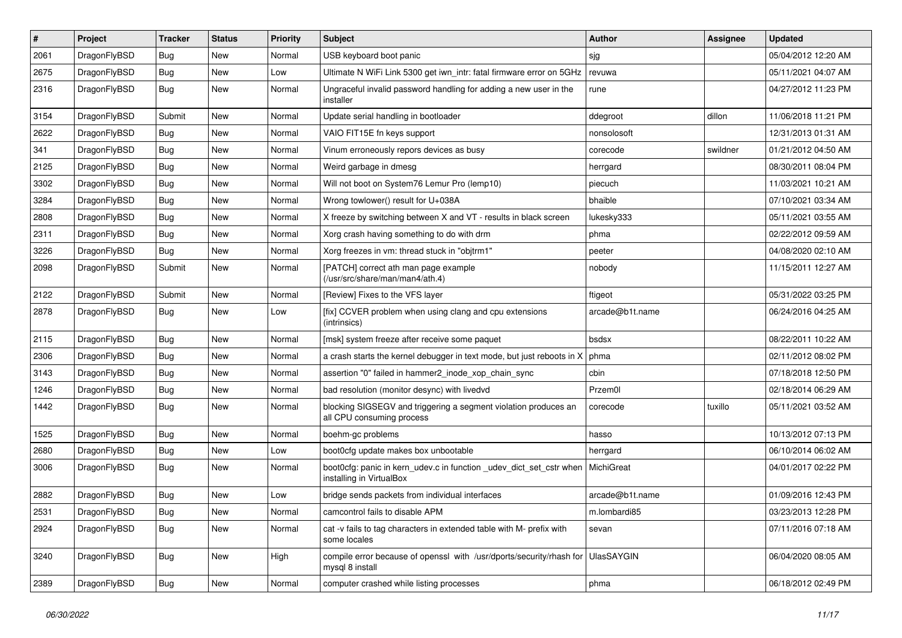| # | Project | Tracker | Status | Priority | Subject | Author | Assignee | Updated |
|---|---|---|---|---|---|---|---|---|
| 2061 | DragonFlyBSD | Bug | New | Normal | USB keyboard boot panic | sjg | | 05/04/2012 12:20 AM |
| 2675 | DragonFlyBSD | Bug | New | Low | Ultimate N WiFi Link 5300 get iwn_intr: fatal firmware error on 5GHz | revuwa | | 05/11/2021 04:07 AM |
| 2316 | DragonFlyBSD | Bug | New | Normal | Ungraceful invalid password handling for adding a new user in the installer | rune | | 04/27/2012 11:23 PM |
| 3154 | DragonFlyBSD | Submit | New | Normal | Update serial handling in bootloader | ddegroot | dillon | 11/06/2018 11:21 PM |
| 2622 | DragonFlyBSD | Bug | New | Normal | VAIO FIT15E fn keys support | nonsolosoft | | 12/31/2013 01:31 AM |
| 341 | DragonFlyBSD | Bug | New | Normal | Vinum erroneously repors devices as busy | corecode | swildner | 01/21/2012 04:50 AM |
| 2125 | DragonFlyBSD | Bug | New | Normal | Weird garbage in dmesg | herrgard | | 08/30/2011 08:04 PM |
| 3302 | DragonFlyBSD | Bug | New | Normal | Will not boot on System76 Lemur Pro (lemp10) | piecuch | | 11/03/2021 10:21 AM |
| 3284 | DragonFlyBSD | Bug | New | Normal | Wrong towlower() result for U+038A | bhaible | | 07/10/2021 03:34 AM |
| 2808 | DragonFlyBSD | Bug | New | Normal | X freeze by switching between X and VT - results in black screen | lukesky333 | | 05/11/2021 03:55 AM |
| 2311 | DragonFlyBSD | Bug | New | Normal | Xorg crash having something to do with drm | phma | | 02/22/2012 09:59 AM |
| 3226 | DragonFlyBSD | Bug | New | Normal | Xorg freezes in vm: thread stuck in "objtrm1" | peeter | | 04/08/2020 02:10 AM |
| 2098 | DragonFlyBSD | Submit | New | Normal | [PATCH] correct ath man page example (/usr/src/share/man/man4/ath.4) | nobody | | 11/15/2011 12:27 AM |
| 2122 | DragonFlyBSD | Submit | New | Normal | [Review] Fixes to the VFS layer | ftigeot | | 05/31/2022 03:25 PM |
| 2878 | DragonFlyBSD | Bug | New | Low | [fix] CCVER problem when using clang and cpu extensions (intrinsics) | arcade@b1t.name | | 06/24/2016 04:25 AM |
| 2115 | DragonFlyBSD | Bug | New | Normal | [msk] system freeze after receive some paquet | bsdsx | | 08/22/2011 10:22 AM |
| 2306 | DragonFlyBSD | Bug | New | Normal | a crash starts the kernel debugger in text mode, but just reboots in X | phma | | 02/11/2012 08:02 PM |
| 3143 | DragonFlyBSD | Bug | New | Normal | assertion "0" failed in hammer2_inode_xop_chain_sync | cbin | | 07/18/2018 12:50 PM |
| 1246 | DragonFlyBSD | Bug | New | Normal | bad resolution (monitor desync) with livedvd | Przem0l | | 02/18/2014 06:29 AM |
| 1442 | DragonFlyBSD | Bug | New | Normal | blocking SIGSEGV and triggering a segment violation produces an all CPU consuming process | corecode | tuxillo | 05/11/2021 03:52 AM |
| 1525 | DragonFlyBSD | Bug | New | Normal | boehm-gc problems | hasso | | 10/13/2012 07:13 PM |
| 2680 | DragonFlyBSD | Bug | New | Low | boot0cfg update makes box unbootable | herrgard | | 06/10/2014 06:02 AM |
| 3006 | DragonFlyBSD | Bug | New | Normal | boot0cfg: panic in kern_udev.c in function _udev_dict_set_cstr when installing in VirtualBox | MichiGreat | | 04/01/2017 02:22 PM |
| 2882 | DragonFlyBSD | Bug | New | Low | bridge sends packets from individual interfaces | arcade@b1t.name | | 01/09/2016 12:43 PM |
| 2531 | DragonFlyBSD | Bug | New | Normal | camcontrol fails to disable APM | m.lombardi85 | | 03/23/2013 12:28 PM |
| 2924 | DragonFlyBSD | Bug | New | Normal | cat -v fails to tag characters in extended table with M- prefix with some locales | sevan | | 07/11/2016 07:18 AM |
| 3240 | DragonFlyBSD | Bug | New | High | compile error because of openssl with /usr/dports/security/rhash for mysql 8 install | UlasSAYGIN | | 06/04/2020 08:05 AM |
| 2389 | DragonFlyBSD | Bug | New | Normal | computer crashed while listing processes | phma | | 06/18/2012 02:49 PM |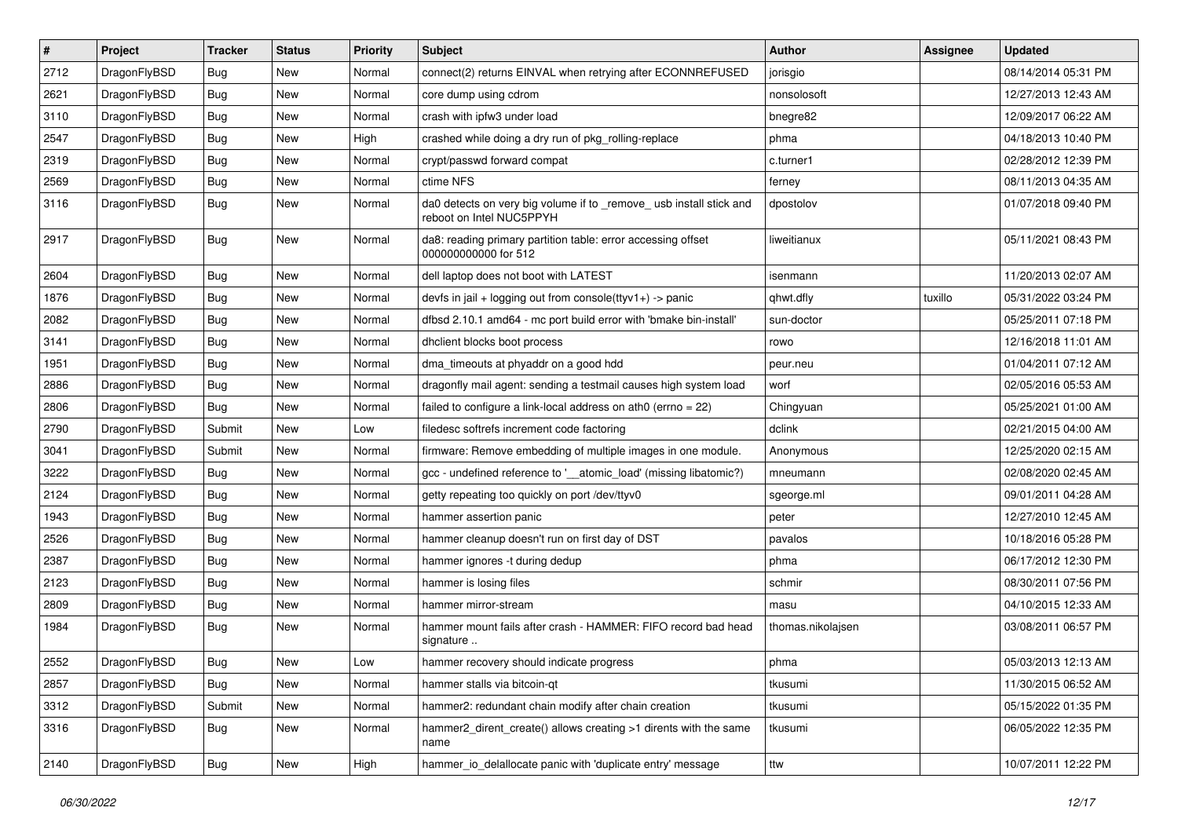| # | Project | Tracker | Status | Priority | Subject | Author | Assignee | Updated |
|---|---|---|---|---|---|---|---|---|
| 2712 | DragonFlyBSD | Bug | New | Normal | connect(2) returns EINVAL when retrying after ECONNREFUSED | jorisgio | | 08/14/2014 05:31 PM |
| 2621 | DragonFlyBSD | Bug | New | Normal | core dump using cdrom | nonsolosoft | | 12/27/2013 12:43 AM |
| 3110 | DragonFlyBSD | Bug | New | Normal | crash with ipfw3 under load | bnegre82 | | 12/09/2017 06:22 AM |
| 2547 | DragonFlyBSD | Bug | New | High | crashed while doing a dry run of pkg_rolling-replace | phma | | 04/18/2013 10:40 PM |
| 2319 | DragonFlyBSD | Bug | New | Normal | crypt/passwd forward compat | c.turner1 | | 02/28/2012 12:39 PM |
| 2569 | DragonFlyBSD | Bug | New | Normal | ctime NFS | ferney | | 08/11/2013 04:35 AM |
| 3116 | DragonFlyBSD | Bug | New | Normal | da0 detects on very big volume if to _remove_ usb install stick and reboot on Intel NUC5PPYH | dpostolov | | 01/07/2018 09:40 PM |
| 2917 | DragonFlyBSD | Bug | New | Normal | da8: reading primary partition table: error accessing offset 000000000000 for 512 | liweitianux | | 05/11/2021 08:43 PM |
| 2604 | DragonFlyBSD | Bug | New | Normal | dell laptop does not boot with LATEST | isenmann | | 11/20/2013 02:07 AM |
| 1876 | DragonFlyBSD | Bug | New | Normal | devfs in jail + logging out from console(ttyv1+) -> panic | qhwt.dfly | tuxillo | 05/31/2022 03:24 PM |
| 2082 | DragonFlyBSD | Bug | New | Normal | dfbsd 2.10.1 amd64 - mc port build error with 'bmake bin-install' | sun-doctor | | 05/25/2011 07:18 PM |
| 3141 | DragonFlyBSD | Bug | New | Normal | dhclient blocks boot process | rowo | | 12/16/2018 11:01 AM |
| 1951 | DragonFlyBSD | Bug | New | Normal | dma_timeouts at phyaddr on a good hdd | peur.neu | | 01/04/2011 07:12 AM |
| 2886 | DragonFlyBSD | Bug | New | Normal | dragonfly mail agent: sending a testmail causes high system load | worf | | 02/05/2016 05:53 AM |
| 2806 | DragonFlyBSD | Bug | New | Normal | failed to configure a link-local address on ath0 (errno = 22) | Chingyuan | | 05/25/2021 01:00 AM |
| 2790 | DragonFlyBSD | Submit | New | Low | filedesc softrefs increment code factoring | dclink | | 02/21/2015 04:00 AM |
| 3041 | DragonFlyBSD | Submit | New | Normal | firmware: Remove embedding of multiple images in one module. | Anonymous | | 12/25/2020 02:15 AM |
| 3222 | DragonFlyBSD | Bug | New | Normal | gcc - undefined reference to '__atomic_load' (missing libatomic?) | mneumann | | 02/08/2020 02:45 AM |
| 2124 | DragonFlyBSD | Bug | New | Normal | getty repeating too quickly on port /dev/ttyv0 | sgeorge.ml | | 09/01/2011 04:28 AM |
| 1943 | DragonFlyBSD | Bug | New | Normal | hammer assertion panic | peter | | 12/27/2010 12:45 AM |
| 2526 | DragonFlyBSD | Bug | New | Normal | hammer cleanup doesn't run on first day of DST | pavalos | | 10/18/2016 05:28 PM |
| 2387 | DragonFlyBSD | Bug | New | Normal | hammer ignores -t during dedup | phma | | 06/17/2012 12:30 PM |
| 2123 | DragonFlyBSD | Bug | New | Normal | hammer is losing files | schmir | | 08/30/2011 07:56 PM |
| 2809 | DragonFlyBSD | Bug | New | Normal | hammer mirror-stream | masu | | 04/10/2015 12:33 AM |
| 1984 | DragonFlyBSD | Bug | New | Normal | hammer mount fails after crash - HAMMER: FIFO record bad head signature .. | thomas.nikolajsen | | 03/08/2011 06:57 PM |
| 2552 | DragonFlyBSD | Bug | New | Low | hammer recovery should indicate progress | phma | | 05/03/2013 12:13 AM |
| 2857 | DragonFlyBSD | Bug | New | Normal | hammer stalls via bitcoin-qt | tkusumi | | 11/30/2015 06:52 AM |
| 3312 | DragonFlyBSD | Submit | New | Normal | hammer2: redundant chain modify after chain creation | tkusumi | | 05/15/2022 01:35 PM |
| 3316 | DragonFlyBSD | Bug | New | Normal | hammer2_dirent_create() allows creating >1 dirents with the same name | tkusumi | | 06/05/2022 12:35 PM |
| 2140 | DragonFlyBSD | Bug | New | High | hammer_io_delallocate panic with 'duplicate entry' message | ttw | | 10/07/2011 12:22 PM |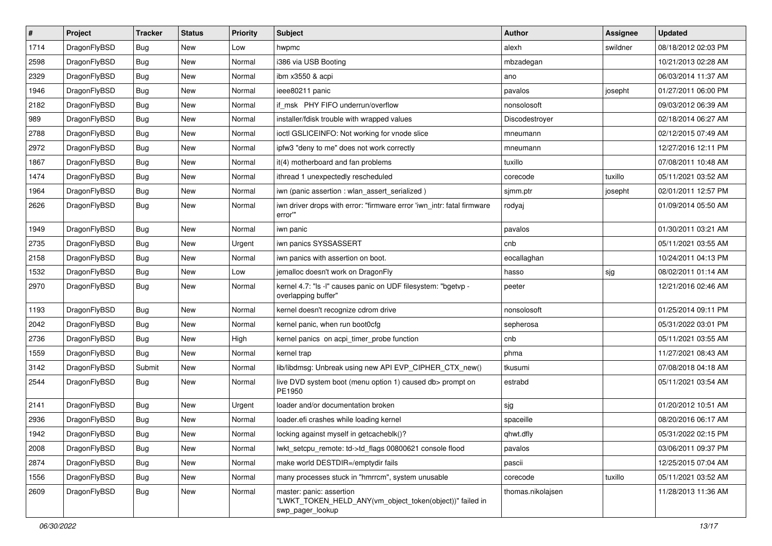| # | Project | Tracker | Status | Priority | Subject | Author | Assignee | Updated |
|---|---|---|---|---|---|---|---|---|
| 1714 | DragonFlyBSD | Bug | New | Low | hwpmc | alexh | swildner | 08/18/2012 02:03 PM |
| 2598 | DragonFlyBSD | Bug | New | Normal | i386 via USB Booting | mbzadegan | | 10/21/2013 02:28 AM |
| 2329 | DragonFlyBSD | Bug | New | Normal | ibm x3550 & acpi | ano | | 06/03/2014 11:37 AM |
| 1946 | DragonFlyBSD | Bug | New | Normal | ieee80211 panic | pavalos | josepht | 01/27/2011 06:00 PM |
| 2182 | DragonFlyBSD | Bug | New | Normal | if_msk PHY FIFO underrun/overflow | nonsolosoft | | 09/03/2012 06:39 AM |
| 989 | DragonFlyBSD | Bug | New | Normal | installer/fdisk trouble with wrapped values | Discodestroyer | | 02/18/2014 06:27 AM |
| 2788 | DragonFlyBSD | Bug | New | Normal | ioctl GSLICEINFO: Not working for vnode slice | mneumann | | 02/12/2015 07:49 AM |
| 2972 | DragonFlyBSD | Bug | New | Normal | ipfw3 "deny to me" does not work correctly | mneumann | | 12/27/2016 12:11 PM |
| 1867 | DragonFlyBSD | Bug | New | Normal | it(4) motherboard and fan problems | tuxillo | | 07/08/2011 10:48 AM |
| 1474 | DragonFlyBSD | Bug | New | Normal | ithread 1 unexpectedly rescheduled | corecode | tuxillo | 05/11/2021 03:52 AM |
| 1964 | DragonFlyBSD | Bug | New | Normal | iwn (panic assertion : wlan_assert_serialized ) | sjmm.ptr | josepht | 02/01/2011 12:57 PM |
| 2626 | DragonFlyBSD | Bug | New | Normal | iwn driver drops with error: "firmware error 'iwn_intr: fatal firmware error'" | rodyaj | | 01/09/2014 05:50 AM |
| 1949 | DragonFlyBSD | Bug | New | Normal | iwn panic | pavalos | | 01/30/2011 03:21 AM |
| 2735 | DragonFlyBSD | Bug | New | Urgent | iwn panics SYSSASSERT | cnb | | 05/11/2021 03:55 AM |
| 2158 | DragonFlyBSD | Bug | New | Normal | iwn panics with assertion on boot. | eocallaghan | | 10/24/2011 04:13 PM |
| 1532 | DragonFlyBSD | Bug | New | Low | jemalloc doesn't work on DragonFly | hasso | sjg | 08/02/2011 01:14 AM |
| 2970 | DragonFlyBSD | Bug | New | Normal | kernel 4.7: "ls -l" causes panic on UDF filesystem: "bgetvp - overlapping buffer" | peeter | | 12/21/2016 02:46 AM |
| 1193 | DragonFlyBSD | Bug | New | Normal | kernel doesn't recognize cdrom drive | nonsolosoft | | 01/25/2014 09:11 PM |
| 2042 | DragonFlyBSD | Bug | New | Normal | kernel panic, when run boot0cfg | sepherosa | | 05/31/2022 03:01 PM |
| 2736 | DragonFlyBSD | Bug | New | High | kernel panics on acpi_timer_probe function | cnb | | 05/11/2021 03:55 AM |
| 1559 | DragonFlyBSD | Bug | New | Normal | kernel trap | phma | | 11/27/2021 08:43 AM |
| 3142 | DragonFlyBSD | Submit | New | Normal | lib/libdmsg: Unbreak using new API EVP_CIPHER_CTX_new() | tkusumi | | 07/08/2018 04:18 AM |
| 2544 | DragonFlyBSD | Bug | New | Normal | live DVD system boot (menu option 1) caused db> prompt on PE1950 | estrabd | | 05/11/2021 03:54 AM |
| 2141 | DragonFlyBSD | Bug | New | Urgent | loader and/or documentation broken | sjg | | 01/20/2012 10:51 AM |
| 2936 | DragonFlyBSD | Bug | New | Normal | loader.efi crashes while loading kernel | spaceille | | 08/20/2016 06:17 AM |
| 1942 | DragonFlyBSD | Bug | New | Normal | locking against myself in getcacheblk()? | qhwt.dfly | | 05/31/2022 02:15 PM |
| 2008 | DragonFlyBSD | Bug | New | Normal | lwkt_setcpu_remote: td->td_flags 00800621 console flood | pavalos | | 03/06/2011 09:37 PM |
| 2874 | DragonFlyBSD | Bug | New | Normal | make world DESTDIR=/emptydir fails | pascii | | 12/25/2015 07:04 AM |
| 1556 | DragonFlyBSD | Bug | New | Normal | many processes stuck in "hmrrcm", system unusable | corecode | tuxillo | 05/11/2021 03:52 AM |
| 2609 | DragonFlyBSD | Bug | New | Normal | master: panic: assertion "LWKT_TOKEN_HELD_ANY(vm_object_token(object))" failed in swp_pager_lookup | thomas.nikolajsen | | 11/28/2013 11:36 AM |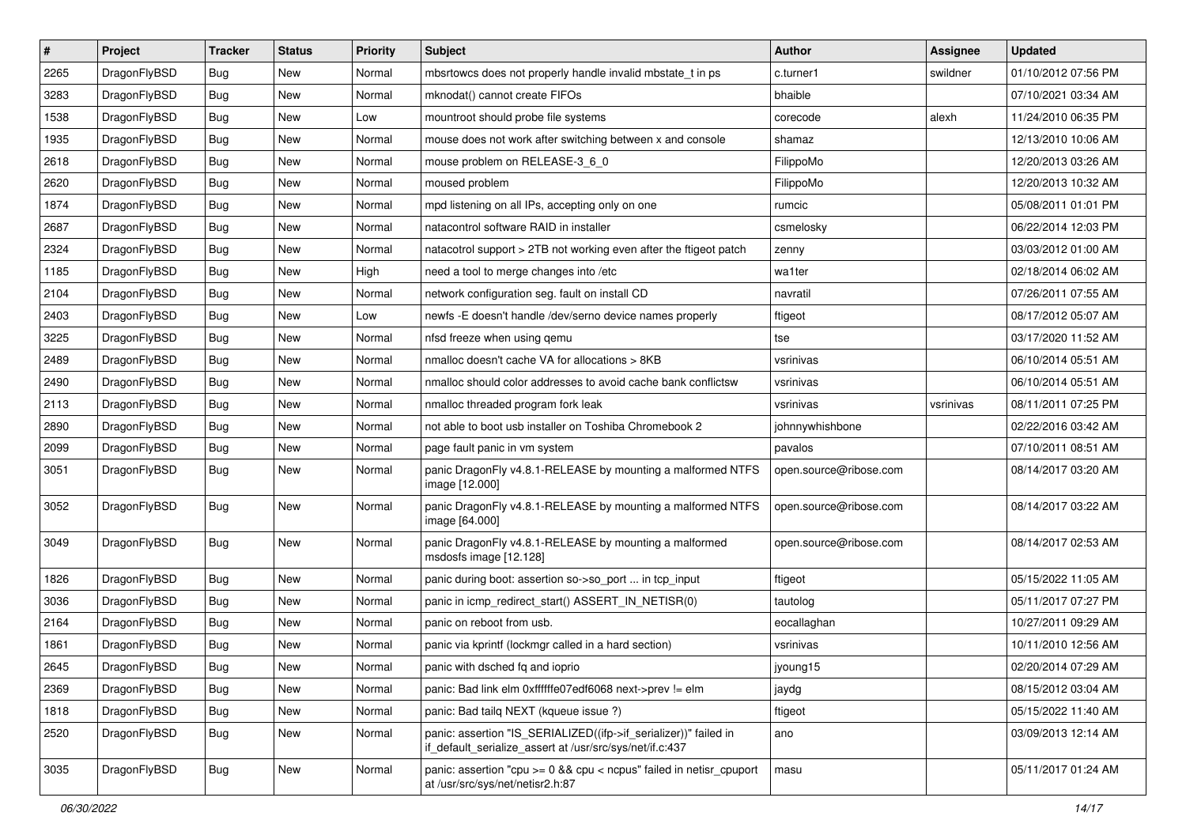| # | Project | Tracker | Status | Priority | Subject | Author | Assignee | Updated |
|---|---|---|---|---|---|---|---|---|
| 2265 | DragonFlyBSD | Bug | New | Normal | mbsrtowcs does not properly handle invalid mbstate_t in ps | c.turner1 | swildner | 01/10/2012 07:56 PM |
| 3283 | DragonFlyBSD | Bug | New | Normal | mknodat() cannot create FIFOs | bhaible | | 07/10/2021 03:34 AM |
| 1538 | DragonFlyBSD | Bug | New | Low | mountroot should probe file systems | corecode | alexh | 11/24/2010 06:35 PM |
| 1935 | DragonFlyBSD | Bug | New | Normal | mouse does not work after switching between x and console | shamaz | | 12/13/2010 10:06 AM |
| 2618 | DragonFlyBSD | Bug | New | Normal | mouse problem on RELEASE-3_6_0 | FilippoMo | | 12/20/2013 03:26 AM |
| 2620 | DragonFlyBSD | Bug | New | Normal | moused problem | FilippoMo | | 12/20/2013 10:32 AM |
| 1874 | DragonFlyBSD | Bug | New | Normal | mpd listening on all IPs, accepting only on one | rumcic | | 05/08/2011 01:01 PM |
| 2687 | DragonFlyBSD | Bug | New | Normal | natacontrol software RAID in installer | csmelosky | | 06/22/2014 12:03 PM |
| 2324 | DragonFlyBSD | Bug | New | Normal | natacotrol support > 2TB not working even after the ftigeot patch | zenny | | 03/03/2012 01:00 AM |
| 1185 | DragonFlyBSD | Bug | New | High | need a tool to merge changes into /etc | wa1ter | | 02/18/2014 06:02 AM |
| 2104 | DragonFlyBSD | Bug | New | Normal | network configuration seg. fault on install CD | navratil | | 07/26/2011 07:55 AM |
| 2403 | DragonFlyBSD | Bug | New | Low | newfs -E doesn't handle /dev/serno device names properly | ftigeot | | 08/17/2012 05:07 AM |
| 3225 | DragonFlyBSD | Bug | New | Normal | nfsd freeze when using qemu | tse | | 03/17/2020 11:52 AM |
| 2489 | DragonFlyBSD | Bug | New | Normal | nmalloc doesn't cache VA for allocations > 8KB | vsrinivas | | 06/10/2014 05:51 AM |
| 2490 | DragonFlyBSD | Bug | New | Normal | nmalloc should color addresses to avoid cache bank conflictsw | vsrinivas | | 06/10/2014 05:51 AM |
| 2113 | DragonFlyBSD | Bug | New | Normal | nmalloc threaded program fork leak | vsrinivas | vsrinivas | 08/11/2011 07:25 PM |
| 2890 | DragonFlyBSD | Bug | New | Normal | not able to boot usb installer on Toshiba Chromebook 2 | johnnywhishbone | | 02/22/2016 03:42 AM |
| 2099 | DragonFlyBSD | Bug | New | Normal | page fault panic in vm system | pavalos | | 07/10/2011 08:51 AM |
| 3051 | DragonFlyBSD | Bug | New | Normal | panic DragonFly v4.8.1-RELEASE by mounting a malformed NTFS image [12.000] | open.source@ribose.com | | 08/14/2017 03:20 AM |
| 3052 | DragonFlyBSD | Bug | New | Normal | panic DragonFly v4.8.1-RELEASE by mounting a malformed NTFS image [64.000] | open.source@ribose.com | | 08/14/2017 03:22 AM |
| 3049 | DragonFlyBSD | Bug | New | Normal | panic DragonFly v4.8.1-RELEASE by mounting a malformed msdosfs image [12.128] | open.source@ribose.com | | 08/14/2017 02:53 AM |
| 1826 | DragonFlyBSD | Bug | New | Normal | panic during boot: assertion so->so_port ... in tcp_input | ftigeot | | 05/15/2022 11:05 AM |
| 3036 | DragonFlyBSD | Bug | New | Normal | panic in icmp_redirect_start() ASSERT_IN_NETISR(0) | tautolog | | 05/11/2017 07:27 PM |
| 2164 | DragonFlyBSD | Bug | New | Normal | panic on reboot from usb. | eocallaghan | | 10/27/2011 09:29 AM |
| 1861 | DragonFlyBSD | Bug | New | Normal | panic via kprintf (lockmgr called in a hard section) | vsrinivas | | 10/11/2010 12:56 AM |
| 2645 | DragonFlyBSD | Bug | New | Normal | panic with dsched fq and ioprio | jyoung15 | | 02/20/2014 07:29 AM |
| 2369 | DragonFlyBSD | Bug | New | Normal | panic: Bad link elm 0xffffffe07edf6068 next->prev != elm | jaydg | | 08/15/2012 03:04 AM |
| 1818 | DragonFlyBSD | Bug | New | Normal | panic: Bad tailq NEXT (kqueue issue ?) | ftigeot | | 05/15/2022 11:40 AM |
| 2520 | DragonFlyBSD | Bug | New | Normal | panic: assertion "IS_SERIALIZED((ifp->if_serializer))" failed in if_default_serialize_assert at /usr/src/sys/net/if.c:437 | ano | | 03/09/2013 12:14 AM |
| 3035 | DragonFlyBSD | Bug | New | Normal | panic: assertion "cpu >= 0 && cpu < ncpus" failed in netisr_cpuport at /usr/src/sys/net/netisr2.h:87 | masu | | 05/11/2017 01:24 AM |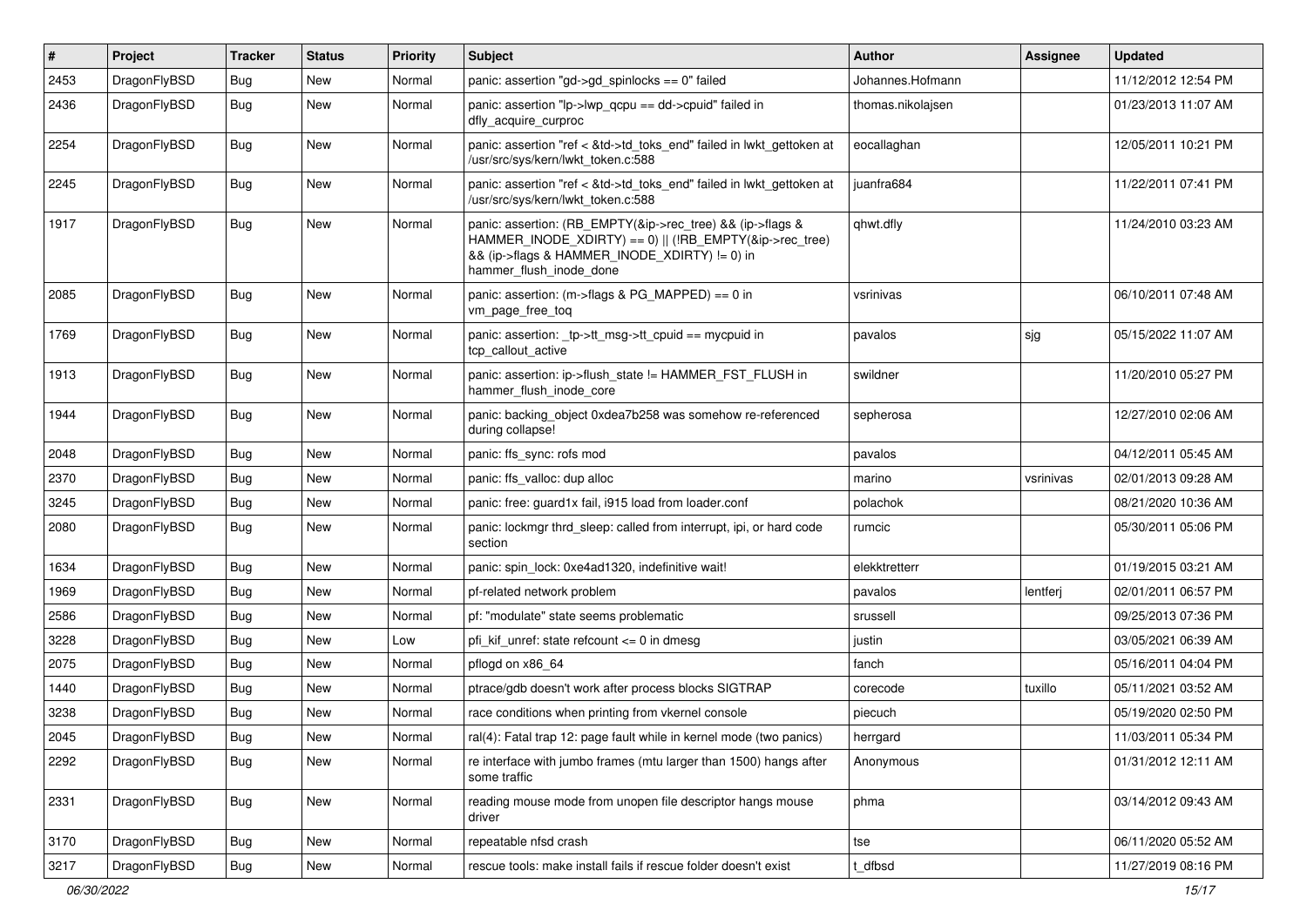| # | Project | Tracker | Status | Priority | Subject | Author | Assignee | Updated |
|---|---|---|---|---|---|---|---|---|
| 2453 | DragonFlyBSD | Bug | New | Normal | panic: assertion "gd->gd_spinlocks == 0" failed | Johannes.Hofmann | | 11/12/2012 12:54 PM |
| 2436 | DragonFlyBSD | Bug | New | Normal | panic: assertion "lp->lwp_qcpu == dd->cpuid" failed in dfly_acquire_curproc | thomas.nikolajsen | | 01/23/2013 11:07 AM |
| 2254 | DragonFlyBSD | Bug | New | Normal | panic: assertion "ref < &td->td_toks_end" failed in lwkt_gettoken at /usr/src/sys/kern/lwkt_token.c:588 | eocallaghan | | 12/05/2011 10:21 PM |
| 2245 | DragonFlyBSD | Bug | New | Normal | panic: assertion "ref < &td->td_toks_end" failed in lwkt_gettoken at /usr/src/sys/kern/lwkt_token.c:588 | juanfra684 | | 11/22/2011 07:41 PM |
| 1917 | DragonFlyBSD | Bug | New | Normal | panic: assertion: (RB_EMPTY(&ip->rec_tree) && (ip->flags & HAMMER_INODE_XDIRTY) == 0) \|\| (!RB_EMPTY(&ip->rec_tree) && (ip->flags & HAMMER_INODE_XDIRTY) != 0) in hammer_flush_inode_done | qhwt.dfly | | 11/24/2010 03:23 AM |
| 2085 | DragonFlyBSD | Bug | New | Normal | panic: assertion: (m->flags & PG_MAPPED) == 0 in vm_page_free_toq | vsrinivas | | 06/10/2011 07:48 AM |
| 1769 | DragonFlyBSD | Bug | New | Normal | panic: assertion: _tp->tt_msg->tt_cpuid == mycpuid in tcp_callout_active | pavalos | sjg | 05/15/2022 11:07 AM |
| 1913 | DragonFlyBSD | Bug | New | Normal | panic: assertion: ip->flush_state != HAMMER_FST_FLUSH in hammer_flush_inode_core | swildner | | 11/20/2010 05:27 PM |
| 1944 | DragonFlyBSD | Bug | New | Normal | panic: backing_object 0xdea7b258 was somehow re-referenced during collapse! | sepherosa | | 12/27/2010 02:06 AM |
| 2048 | DragonFlyBSD | Bug | New | Normal | panic: ffs_sync: rofs mod | pavalos | | 04/12/2011 05:45 AM |
| 2370 | DragonFlyBSD | Bug | New | Normal | panic: ffs_valloc: dup alloc | marino | vsrinivas | 02/01/2013 09:28 AM |
| 3245 | DragonFlyBSD | Bug | New | Normal | panic: free: guard1x fail, i915 load from loader.conf | polachok | | 08/21/2020 10:36 AM |
| 2080 | DragonFlyBSD | Bug | New | Normal | panic: lockmgr thrd_sleep: called from interrupt, ipi, or hard code section | rumcic | | 05/30/2011 05:06 PM |
| 1634 | DragonFlyBSD | Bug | New | Normal | panic: spin_lock: 0xe4ad1320, indefinitive wait! | elekktretterr | | 01/19/2015 03:21 AM |
| 1969 | DragonFlyBSD | Bug | New | Normal | pf-related network problem | pavalos | lentferj | 02/01/2011 06:57 PM |
| 2586 | DragonFlyBSD | Bug | New | Normal | pf: "modulate" state seems problematic | srussell | | 09/25/2013 07:36 PM |
| 3228 | DragonFlyBSD | Bug | New | Low | pfi_kif_unref: state refcount <= 0 in dmesg | justin | | 03/05/2021 06:39 AM |
| 2075 | DragonFlyBSD | Bug | New | Normal | pflogd on x86_64 | fanch | | 05/16/2011 04:04 PM |
| 1440 | DragonFlyBSD | Bug | New | Normal | ptrace/gdb doesn't work after process blocks SIGTRAP | corecode | tuxillo | 05/11/2021 03:52 AM |
| 3238 | DragonFlyBSD | Bug | New | Normal | race conditions when printing from vkernel console | piecuch | | 05/19/2020 02:50 PM |
| 2045 | DragonFlyBSD | Bug | New | Normal | ral(4): Fatal trap 12: page fault while in kernel mode (two panics) | herrgard | | 11/03/2011 05:34 PM |
| 2292 | DragonFlyBSD | Bug | New | Normal | re interface with jumbo frames (mtu larger than 1500) hangs after some traffic | Anonymous | | 01/31/2012 12:11 AM |
| 2331 | DragonFlyBSD | Bug | New | Normal | reading mouse mode from unopen file descriptor hangs mouse driver | phma | | 03/14/2012 09:43 AM |
| 3170 | DragonFlyBSD | Bug | New | Normal | repeatable nfsd crash | tse | | 06/11/2020 05:52 AM |
| 3217 | DragonFlyBSD | Bug | New | Normal | rescue tools: make install fails if rescue folder doesn't exist | t_dfbsd | | 11/27/2019 08:16 PM |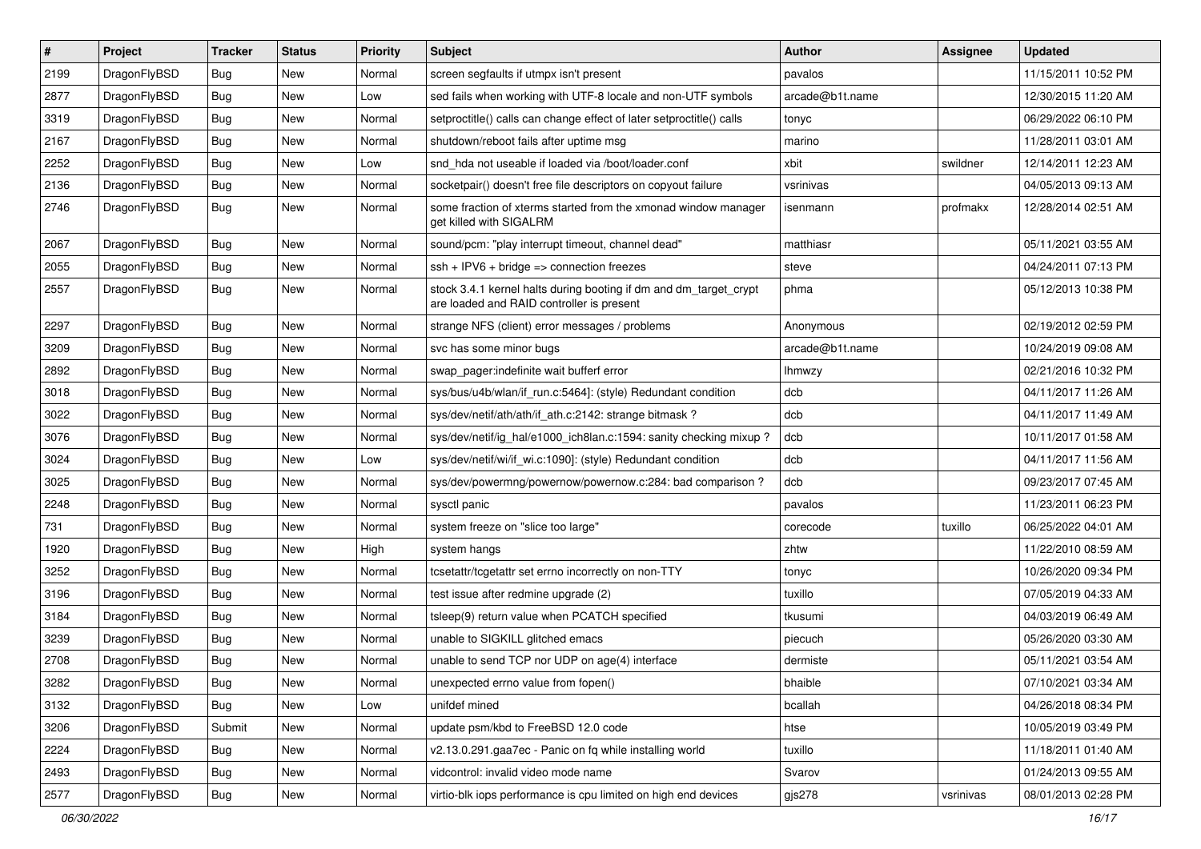| # | Project | Tracker | Status | Priority | Subject | Author | Assignee | Updated |
|---|---|---|---|---|---|---|---|---|
| 2199 | DragonFlyBSD | Bug | New | Normal | screen segfaults if utmpx isn't present | pavalos | | 11/15/2011 10:52 PM |
| 2877 | DragonFlyBSD | Bug | New | Low | sed fails when working with UTF-8 locale and non-UTF symbols | arcade@b1t.name | | 12/30/2015 11:20 AM |
| 3319 | DragonFlyBSD | Bug | New | Normal | setproctitle() calls can change effect of later setproctitle() calls | tonyc | | 06/29/2022 06:10 PM |
| 2167 | DragonFlyBSD | Bug | New | Normal | shutdown/reboot fails after uptime msg | marino | | 11/28/2011 03:01 AM |
| 2252 | DragonFlyBSD | Bug | New | Low | snd_hda not useable if loaded via /boot/loader.conf | xbit | swildner | 12/14/2011 12:23 AM |
| 2136 | DragonFlyBSD | Bug | New | Normal | socketpair() doesn't free file descriptors on copyout failure | vsrinivas | | 04/05/2013 09:13 AM |
| 2746 | DragonFlyBSD | Bug | New | Normal | some fraction of xterms started from the xmonad window manager get killed with SIGALRM | isenmann | profmakx | 12/28/2014 02:51 AM |
| 2067 | DragonFlyBSD | Bug | New | Normal | sound/pcm: "play interrupt timeout, channel dead" | matthiasr | | 05/11/2021 03:55 AM |
| 2055 | DragonFlyBSD | Bug | New | Normal | ssh + IPV6 + bridge => connection freezes | steve | | 04/24/2011 07:13 PM |
| 2557 | DragonFlyBSD | Bug | New | Normal | stock 3.4.1 kernel halts during booting if dm and dm_target_crypt are loaded and RAID controller is present | phma | | 05/12/2013 10:38 PM |
| 2297 | DragonFlyBSD | Bug | New | Normal | strange NFS (client) error messages / problems | Anonymous | | 02/19/2012 02:59 PM |
| 3209 | DragonFlyBSD | Bug | New | Normal | svc has some minor bugs | arcade@b1t.name | | 10/24/2019 09:08 AM |
| 2892 | DragonFlyBSD | Bug | New | Normal | swap_pager:indefinite wait bufferf error | lhmwzy | | 02/21/2016 10:32 PM |
| 3018 | DragonFlyBSD | Bug | New | Normal | sys/bus/u4b/wlan/if_run.c:5464]: (style) Redundant condition | dcb | | 04/11/2017 11:26 AM |
| 3022 | DragonFlyBSD | Bug | New | Normal | sys/dev/netif/ath/ath/if_ath.c:2142: strange bitmask ? | dcb | | 04/11/2017 11:49 AM |
| 3076 | DragonFlyBSD | Bug | New | Normal | sys/dev/netif/ig_hal/e1000_ich8lan.c:1594: sanity checking mixup ? | dcb | | 10/11/2017 01:58 AM |
| 3024 | DragonFlyBSD | Bug | New | Low | sys/dev/netif/wi/if_wi.c:1090]: (style) Redundant condition | dcb | | 04/11/2017 11:56 AM |
| 3025 | DragonFlyBSD | Bug | New | Normal | sys/dev/powermng/powernow/powernow.c:284: bad comparison ? | dcb | | 09/23/2017 07:45 AM |
| 2248 | DragonFlyBSD | Bug | New | Normal | sysctl panic | pavalos | | 11/23/2011 06:23 PM |
| 731 | DragonFlyBSD | Bug | New | Normal | system freeze on "slice too large" | corecode | tuxillo | 06/25/2022 04:01 AM |
| 1920 | DragonFlyBSD | Bug | New | High | system hangs | zhtw | | 11/22/2010 08:59 AM |
| 3252 | DragonFlyBSD | Bug | New | Normal | tcsetattr/tcgetattr set errno incorrectly on non-TTY | tonyc | | 10/26/2020 09:34 PM |
| 3196 | DragonFlyBSD | Bug | New | Normal | test issue after redmine upgrade (2) | tuxillo | | 07/05/2019 04:33 AM |
| 3184 | DragonFlyBSD | Bug | New | Normal | tsleep(9) return value when PCATCH specified | tkusumi | | 04/03/2019 06:49 AM |
| 3239 | DragonFlyBSD | Bug | New | Normal | unable to SIGKILL glitched emacs | piecuch | | 05/26/2020 03:30 AM |
| 2708 | DragonFlyBSD | Bug | New | Normal | unable to send TCP nor UDP on age(4) interface | dermiste | | 05/11/2021 03:54 AM |
| 3282 | DragonFlyBSD | Bug | New | Normal | unexpected errno value from fopen() | bhaible | | 07/10/2021 03:34 AM |
| 3132 | DragonFlyBSD | Bug | New | Low | unifdef mined | bcallah | | 04/26/2018 08:34 PM |
| 3206 | DragonFlyBSD | Submit | New | Normal | update psm/kbd to FreeBSD 12.0 code | htse | | 10/05/2019 03:49 PM |
| 2224 | DragonFlyBSD | Bug | New | Normal | v2.13.0.291.gaa7ec - Panic on fq while installing world | tuxillo | | 11/18/2011 01:40 AM |
| 2493 | DragonFlyBSD | Bug | New | Normal | vidcontrol: invalid video mode name | Svarov | | 01/24/2013 09:55 AM |
| 2577 | DragonFlyBSD | Bug | New | Normal | virtio-blk iops performance is cpu limited on high end devices | gjs278 | vsrinivas | 08/01/2013 02:28 PM |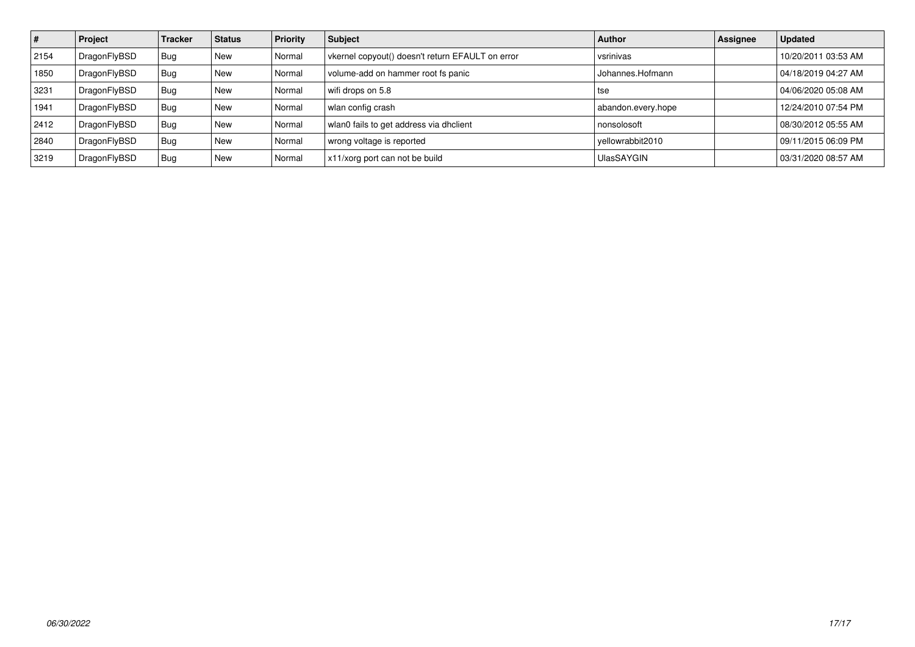| # | Project | Tracker | Status | Priority | Subject | Author | Assignee | Updated |
|---|---|---|---|---|---|---|---|---|
| 2154 | DragonFlyBSD | Bug | New | Normal | vkernel copyout() doesn't return EFAULT on error | vsrinivas | | 10/20/2011 03:53 AM |
| 1850 | DragonFlyBSD | Bug | New | Normal | volume-add on hammer root fs panic | Johannes.Hofmann | | 04/18/2019 04:27 AM |
| 3231 | DragonFlyBSD | Bug | New | Normal | wifi drops on 5.8 | tse | | 04/06/2020 05:08 AM |
| 1941 | DragonFlyBSD | Bug | New | Normal | wlan config crash | abandon.every.hope | | 12/24/2010 07:54 PM |
| 2412 | DragonFlyBSD | Bug | New | Normal | wlan0 fails to get address via dhclient | nonsolosoft | | 08/30/2012 05:55 AM |
| 2840 | DragonFlyBSD | Bug | New | Normal | wrong voltage is reported | yellowrabbit2010 | | 09/11/2015 06:09 PM |
| 3219 | DragonFlyBSD | Bug | New | Normal | x11/xorg port can not be build | UlasSAYGIN | | 03/31/2020 08:57 AM |